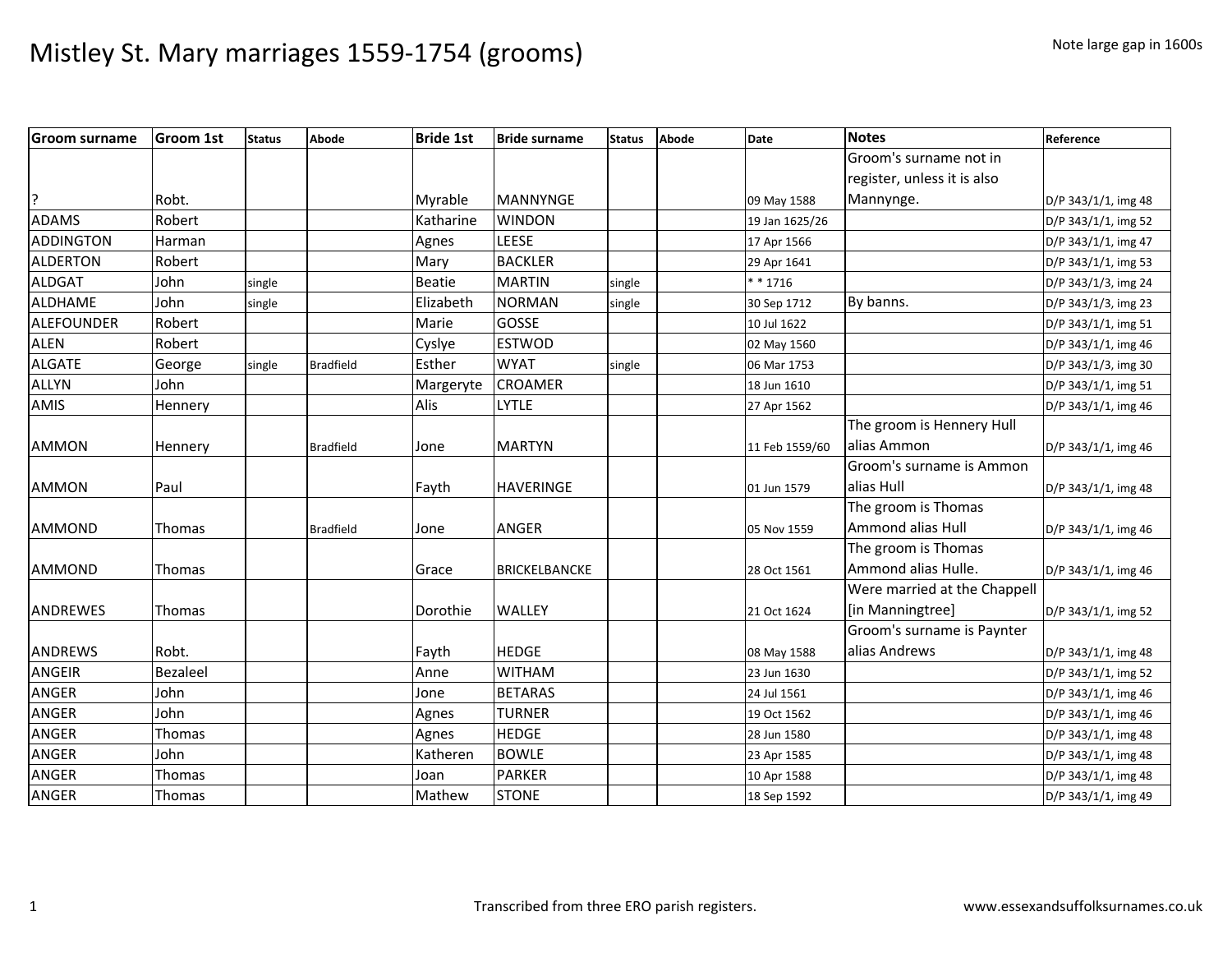# Mistley St. Mary marriages 1559-1754 (grooms)

Note large gap in 1600s

| Groom surname | Groom 1st | Status | Abode | Bride 1st | Bride surname | Status | Abode | Date | Notes | Reference |
|---|---|---|---|---|---|---|---|---|---|---|
| ? | Robt. | | | Myrable | MANNYNGE | | | 09 May 1588 | Groom's surname not in register, unless it is also Mannynge. | D/P 343/1/1, img 48 |
| ADAMS | Robert | | | Katharine | WINDON | | | 19 Jan 1625/26 | | D/P 343/1/1, img 52 |
| ADDINGTON | Harman | | | Agnes | LEESE | | | 17 Apr 1566 | | D/P 343/1/1, img 47 |
| ALDERTON | Robert | | | Mary | BACKLER | | | 29 Apr 1641 | | D/P 343/1/1, img 53 |
| ALDGAT | John | single | | Beatie | MARTIN | single | | * * 1716 | | D/P 343/1/3, img 24 |
| ALDHAME | John | single | | Elizabeth | NORMAN | single | | 30 Sep 1712 | By banns. | D/P 343/1/3, img 23 |
| ALEFOUNDER | Robert | | | Marie | GOSSE | | | 10 Jul 1622 | | D/P 343/1/1, img 51 |
| ALEN | Robert | | | Cyslye | ESTWOD | | | 02 May 1560 | | D/P 343/1/1, img 46 |
| ALGATE | George | single | Bradfield | Esther | WYAT | single | | 06 Mar 1753 | | D/P 343/1/3, img 30 |
| ALLYN | John | | | Margeryte | CROAMER | | | 18 Jun 1610 | | D/P 343/1/1, img 51 |
| AMIS | Hennery | | | Alis | LYTLE | | | 27 Apr 1562 | | D/P 343/1/1, img 46 |
| AMMON | Hennery | | Bradfield | Jone | MARTYN | | | 11 Feb 1559/60 | The groom is Hennery Hull alias Ammon | D/P 343/1/1, img 46 |
| AMMON | Paul | | | Fayth | HAVERINGE | | | 01 Jun 1579 | Groom's surname is Ammon alias Hull | D/P 343/1/1, img 48 |
| AMMOND | Thomas | | Bradfield | Jone | ANGER | | | 05 Nov 1559 | The groom is Thomas Ammond alias Hull | D/P 343/1/1, img 46 |
| AMMOND | Thomas | | | Grace | BRICKELBANCKE | | | 28 Oct 1561 | The groom is Thomas Ammond alias Hulle. | D/P 343/1/1, img 46 |
| ANDREWES | Thomas | | | Dorothie | WALLEY | | | 21 Oct 1624 | Were married at the Chappell [in Manningtree] | D/P 343/1/1, img 52 |
| ANDREWS | Robt. | | | Fayth | HEDGE | | | 08 May 1588 | Groom's surname is Paynter alias Andrews | D/P 343/1/1, img 48 |
| ANGEIR | Bezaleel | | | Anne | WITHAM | | | 23 Jun 1630 | | D/P 343/1/1, img 52 |
| ANGER | John | | | Jone | BETARAS | | | 24 Jul 1561 | | D/P 343/1/1, img 46 |
| ANGER | John | | | Agnes | TURNER | | | 19 Oct 1562 | | D/P 343/1/1, img 46 |
| ANGER | Thomas | | | Agnes | HEDGE | | | 28 Jun 1580 | | D/P 343/1/1, img 48 |
| ANGER | John | | | Katheren | BOWLE | | | 23 Apr 1585 | | D/P 343/1/1, img 48 |
| ANGER | Thomas | | | Joan | PARKER | | | 10 Apr 1588 | | D/P 343/1/1, img 48 |
| ANGER | Thomas | | | Mathew | STONE | | | 18 Sep 1592 | | D/P 343/1/1, img 49 |

Transcribed from three ERO parish registers.

www.essexandsuffolksurnames.co.uk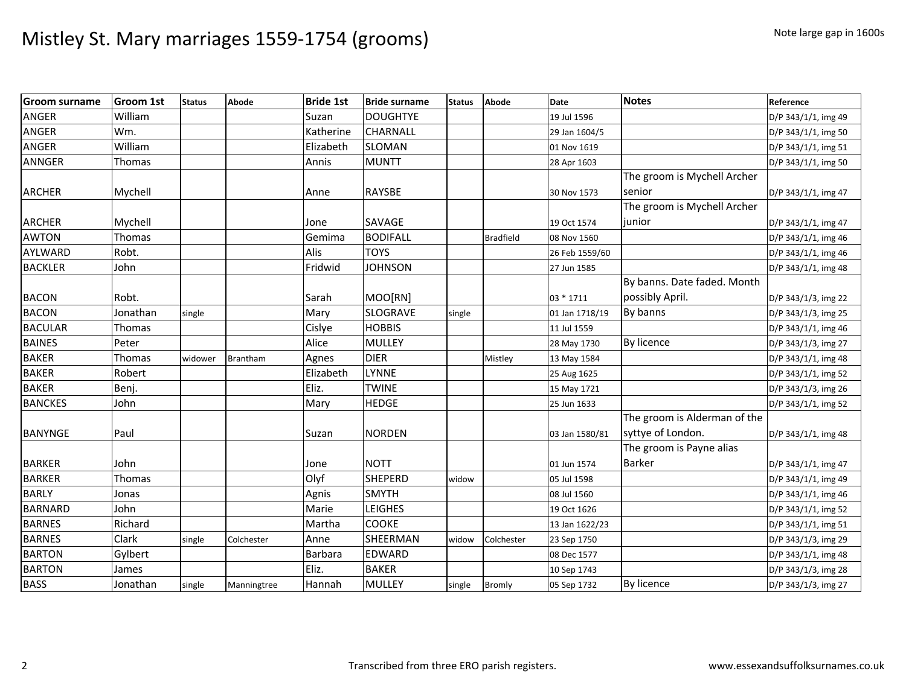# Mistley St. Mary marriages 1559-1754 (grooms)

Note large gap in 1600s

| Groom surname | Groom 1st | Status | Abode | Bride 1st | Bride surname | Status | Abode | Date | Notes | Reference |
|---|---|---|---|---|---|---|---|---|---|---|
| ANGER | William | | | Suzan | DOUGHTYE | | | 19 Jul 1596 | | D/P 343/1/1, img 49 |
| ANGER | Wm. | | | Katherine | CHARNALL | | | 29 Jan 1604/5 | | D/P 343/1/1, img 50 |
| ANGER | William | | | Elizabeth | SLOMAN | | | 01 Nov 1619 | | D/P 343/1/1, img 51 |
| ANNGER | Thomas | | | Annis | MUNTT | | | 28 Apr 1603 | | D/P 343/1/1, img 50 |
| ARCHER | Mychell | | | Anne | RAYSBE | | | 30 Nov 1573 | The groom is Mychell Archer senior | D/P 343/1/1, img 47 |
| ARCHER | Mychell | | | Jone | SAVAGE | | | 19 Oct 1574 | The groom is Mychell Archer junior | D/P 343/1/1, img 47 |
| AWTON | Thomas | | | Gemima | BODIFALL | | Bradfield | 08 Nov 1560 | | D/P 343/1/1, img 46 |
| AYLWARD | Robt. | | | Alis | TOYS | | | 26 Feb 1559/60 | | D/P 343/1/1, img 46 |
| BACKLER | John | | | Fridwid | JOHNSON | | | 27 Jun 1585 | | D/P 343/1/1, img 48 |
| BACON | Robt. | | | Sarah | MOO[RN] | | | 03 * 1711 | By banns. Date faded. Month possibly April. | D/P 343/1/3, img 22 |
| BACON | Jonathan | single | | Mary | SLOGRAVE | single | | 01 Jan 1718/19 | By banns | D/P 343/1/3, img 25 |
| BACULAR | Thomas | | | Cislye | HOBBIS | | | 11 Jul 1559 | | D/P 343/1/1, img 46 |
| BAINES | Peter | | | Alice | MULLEY | | | 28 May 1730 | By licence | D/P 343/1/3, img 27 |
| BAKER | Thomas | widower | Brantham | Agnes | DIER | | Mistley | 13 May 1584 | | D/P 343/1/1, img 48 |
| BAKER | Robert | | | Elizabeth | LYNNE | | | 25 Aug 1625 | | D/P 343/1/1, img 52 |
| BAKER | Benj. | | | Eliz. | TWINE | | | 15 May 1721 | | D/P 343/1/3, img 26 |
| BANCKES | John | | | Mary | HEDGE | | | 25 Jun 1633 | | D/P 343/1/1, img 52 |
| BANYNGE | Paul | | | Suzan | NORDEN | | | 03 Jan 1580/81 | The groom is Alderman of the syttye of London. | D/P 343/1/1, img 48 |
| BARKER | John | | | Jone | NOTT | | | 01 Jun 1574 | The groom is Payne alias Barker | D/P 343/1/1, img 47 |
| BARKER | Thomas | | | Olyf | SHEPERD | widow | | 05 Jul 1598 | | D/P 343/1/1, img 49 |
| BARLY | Jonas | | | Agnis | SMYTH | | | 08 Jul 1560 | | D/P 343/1/1, img 46 |
| BARNARD | John | | | Marie | LEIGHES | | | 19 Oct 1626 | | D/P 343/1/1, img 52 |
| BARNES | Richard | | | Martha | COOKE | | | 13 Jan 1622/23 | | D/P 343/1/1, img 51 |
| BARNES | Clark | single | Colchester | Anne | SHEERMAN | widow | Colchester | 23 Sep 1750 | | D/P 343/1/3, img 29 |
| BARTON | Gylbert | | | Barbara | EDWARD | | | 08 Dec 1577 | | D/P 343/1/1, img 48 |
| BARTON | James | | | Eliz. | BAKER | | | 10 Sep 1743 | | D/P 343/1/3, img 28 |
| BASS | Jonathan | single | Manningtree | Hannah | MULLEY | single | Bromly | 05 Sep 1732 | By licence | D/P 343/1/3, img 27 |

Transcribed from three ERO parish registers.

www.essexandsuffolksurnames.co.uk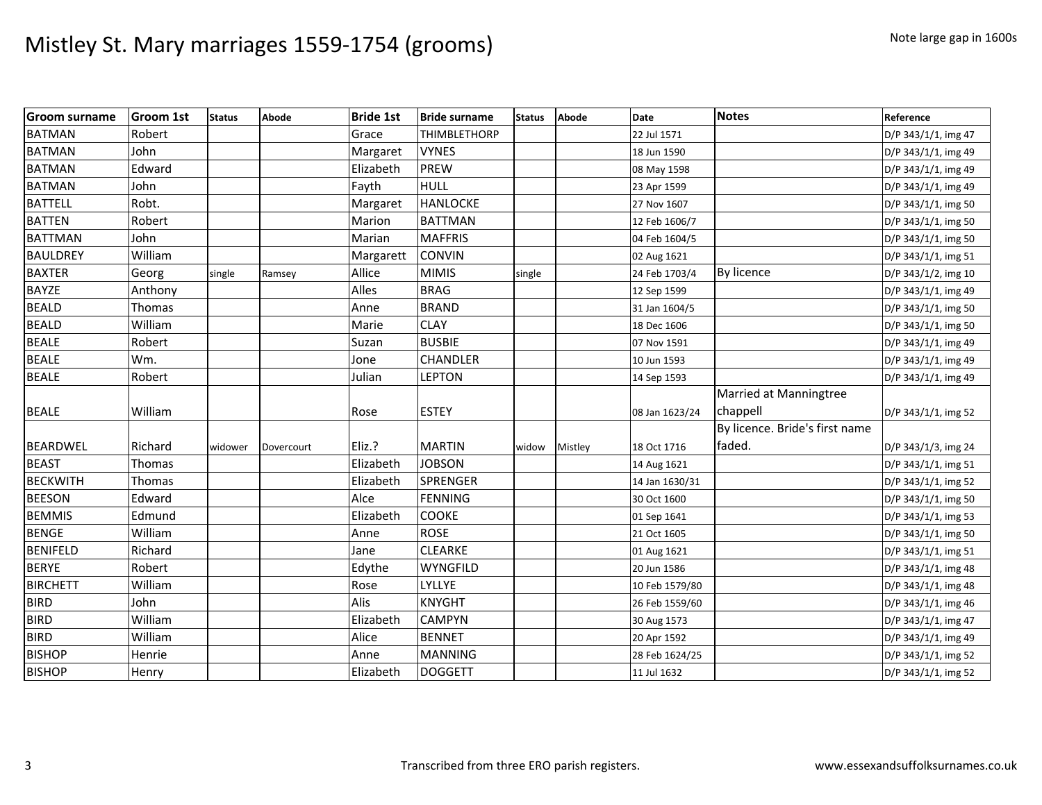# Mistley St. Mary marriages 1559-1754 (grooms)

Note large gap in 1600s

| Groom surname | Groom 1st | Status | Abode | Bride 1st | Bride surname | Status | Abode | Date | Notes | Reference |
|---|---|---|---|---|---|---|---|---|---|---|
| BATMAN | Robert | | | Grace | THIMBLETHORP | | | 22 Jul 1571 | | D/P 343/1/1, img 47 |
| BATMAN | John | | | Margaret | VYNES | | | 18 Jun 1590 | | D/P 343/1/1, img 49 |
| BATMAN | Edward | | | Elizabeth | PREW | | | 08 May 1598 | | D/P 343/1/1, img 49 |
| BATMAN | John | | | Fayth | HULL | | | 23 Apr 1599 | | D/P 343/1/1, img 49 |
| BATTELL | Robt. | | | Margaret | HANLOCKE | | | 27 Nov 1607 | | D/P 343/1/1, img 50 |
| BATTEN | Robert | | | Marion | BATTMAN | | | 12 Feb 1606/7 | | D/P 343/1/1, img 50 |
| BATTMAN | John | | | Marian | MAFFRIS | | | 04 Feb 1604/5 | | D/P 343/1/1, img 50 |
| BAULDREY | William | | | Margarett | CONVIN | | | 02 Aug 1621 | | D/P 343/1/1, img 51 |
| BAXTER | Georg | single | Ramsey | Allice | MIMIS | single | | 24 Feb 1703/4 | By licence | D/P 343/1/2, img 10 |
| BAYZE | Anthony | | | Alles | BRAG | | | 12 Sep 1599 | | D/P 343/1/1, img 49 |
| BEALD | Thomas | | | Anne | BRAND | | | 31 Jan 1604/5 | | D/P 343/1/1, img 50 |
| BEALD | William | | | Marie | CLAY | | | 18 Dec 1606 | | D/P 343/1/1, img 50 |
| BEALE | Robert | | | Suzan | BUSBIE | | | 07 Nov 1591 | | D/P 343/1/1, img 49 |
| BEALE | Wm. | | | Jone | CHANDLER | | | 10 Jun 1593 | | D/P 343/1/1, img 49 |
| BEALE | Robert | | | Julian | LEPTON | | | 14 Sep 1593 | | D/P 343/1/1, img 49 |
| BEALE | William | | | Rose | ESTEY | | | 08 Jan 1623/24 | Married at Manningtree chappell | D/P 343/1/1, img 52 |
| BEARDWEL | Richard | widower | Dovercourt | Eliz.? | MARTIN | widow | Mistley | 18 Oct 1716 | By licence. Bride's first name faded. | D/P 343/1/3, img 24 |
| BEAST | Thomas | | | Elizabeth | JOBSON | | | 14 Aug 1621 | | D/P 343/1/1, img 51 |
| BECKWITH | Thomas | | | Elizabeth | SPRENGER | | | 14 Jan 1630/31 | | D/P 343/1/1, img 52 |
| BEESON | Edward | | | Alce | FENNING | | | 30 Oct 1600 | | D/P 343/1/1, img 50 |
| BEMMIS | Edmund | | | Elizabeth | COOKE | | | 01 Sep 1641 | | D/P 343/1/1, img 53 |
| BENGE | William | | | Anne | ROSE | | | 21 Oct 1605 | | D/P 343/1/1, img 50 |
| BENIFELD | Richard | | | Jane | CLEARKE | | | 01 Aug 1621 | | D/P 343/1/1, img 51 |
| BERYE | Robert | | | Edythe | WYNGFILD | | | 20 Jun 1586 | | D/P 343/1/1, img 48 |
| BIRCHETT | William | | | Rose | LYLLYE | | | 10 Feb 1579/80 | | D/P 343/1/1, img 48 |
| BIRD | John | | | Alis | KNYGHT | | | 26 Feb 1559/60 | | D/P 343/1/1, img 46 |
| BIRD | William | | | Elizabeth | CAMPYN | | | 30 Aug 1573 | | D/P 343/1/1, img 47 |
| BIRD | William | | | Alice | BENNET | | | 20 Apr 1592 | | D/P 343/1/1, img 49 |
| BISHOP | Henrie | | | Anne | MANNING | | | 28 Feb 1624/25 | | D/P 343/1/1, img 52 |
| BISHOP | Henry | | | Elizabeth | DOGGETT | | | 11 Jul 1632 | | D/P 343/1/1, img 52 |

Transcribed from three ERO parish registers.

www.essexandsuffolksurnames.co.uk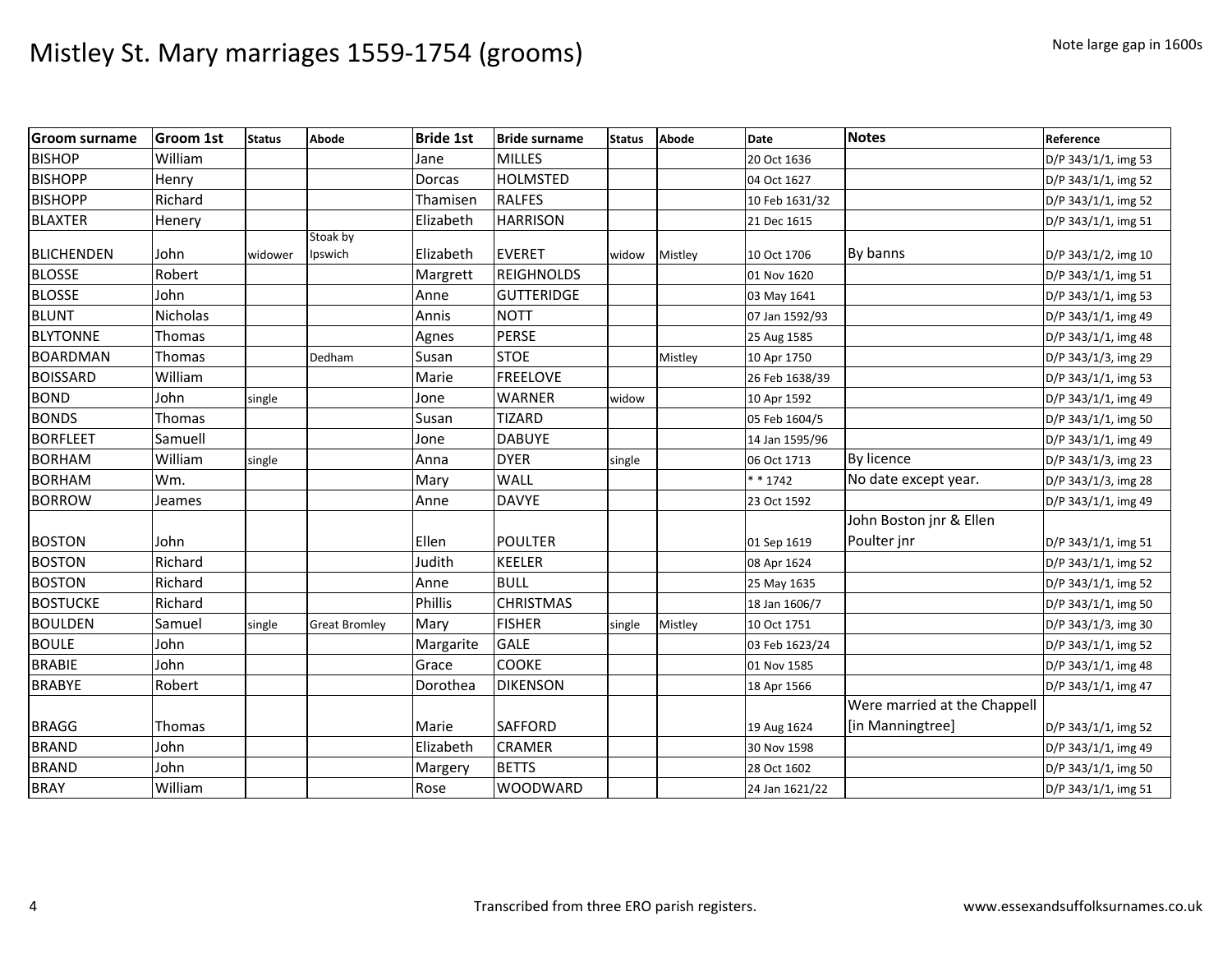# Mistley St. Mary marriages 1559-1754 (grooms)

Note large gap in 1600s

| Groom surname | Groom 1st | Status | Abode | Bride 1st | Bride surname | Status | Abode | Date | Notes | Reference |
|---|---|---|---|---|---|---|---|---|---|---|
| BISHOP | William | | | Jane | MILLES | | | 20 Oct 1636 | | D/P 343/1/1, img 53 |
| BISHOPP | Henry | | | Dorcas | HOLMSTED | | | 04 Oct 1627 | | D/P 343/1/1, img 52 |
| BISHOPP | Richard | | | Thamisen | RALFES | | | 10 Feb 1631/32 | | D/P 343/1/1, img 52 |
| BLAXTER | Henery | | | Elizabeth | HARRISON | | | 21 Dec 1615 | | D/P 343/1/1, img 51 |
| BLICHENDEN | John | widower | Stoak by Ipswich | Elizabeth | EVERET | widow | Mistley | 10 Oct 1706 | By banns | D/P 343/1/2, img 10 |
| BLOSSE | Robert | | | Margrett | REIGHNOLDS | | | 01 Nov 1620 | | D/P 343/1/1, img 51 |
| BLOSSE | John | | | Anne | GUTTERIDGE | | | 03 May 1641 | | D/P 343/1/1, img 53 |
| BLUNT | Nicholas | | | Annis | NOTT | | | 07 Jan 1592/93 | | D/P 343/1/1, img 49 |
| BLYTONNE | Thomas | | | Agnes | PERSE | | | 25 Aug 1585 | | D/P 343/1/1, img 48 |
| BOARDMAN | Thomas | | Dedham | Susan | STOE | | Mistley | 10 Apr 1750 | | D/P 343/1/3, img 29 |
| BOISSARD | William | | | Marie | FREELOVE | | | 26 Feb 1638/39 | | D/P 343/1/1, img 53 |
| BOND | John | single | | Jone | WARNER | widow | | 10 Apr 1592 | | D/P 343/1/1, img 49 |
| BONDS | Thomas | | | Susan | TIZARD | | | 05 Feb 1604/5 | | D/P 343/1/1, img 50 |
| BORFLEET | Samuell | | | Jone | DABUYE | | | 14 Jan 1595/96 | | D/P 343/1/1, img 49 |
| BORHAM | William | single | | Anna | DYER | single | | 06 Oct 1713 | By licence | D/P 343/1/3, img 23 |
| BORHAM | Wm. | | | Mary | WALL | | | * * 1742 | No date except year. | D/P 343/1/3, img 28 |
| BORROW | Jeames | | | Anne | DAVYE | | | 23 Oct 1592 | | D/P 343/1/1, img 49 |
| BOSTON | John | | | Ellen | POULTER | | | 01 Sep 1619 | John Boston jnr & Ellen Poulter jnr | D/P 343/1/1, img 51 |
| BOSTON | Richard | | | Judith | KEELER | | | 08 Apr 1624 | | D/P 343/1/1, img 52 |
| BOSTON | Richard | | | Anne | BULL | | | 25 May 1635 | | D/P 343/1/1, img 52 |
| BOSTUCKE | Richard | | | Phillis | CHRISTMAS | | | 18 Jan 1606/7 | | D/P 343/1/1, img 50 |
| BOULDEN | Samuel | single | Great Bromley | Mary | FISHER | single | Mistley | 10 Oct 1751 | | D/P 343/1/3, img 30 |
| BOULE | John | | | Margarite | GALE | | | 03 Feb 1623/24 | | D/P 343/1/1, img 52 |
| BRABIE | John | | | Grace | COOKE | | | 01 Nov 1585 | | D/P 343/1/1, img 48 |
| BRABYE | Robert | | | Dorothea | DIKENSON | | | 18 Apr 1566 | | D/P 343/1/1, img 47 |
| BRAGG | Thomas | | | Marie | SAFFORD | | | 19 Aug 1624 | Were married at the Chappell [in Manningtree] | D/P 343/1/1, img 52 |
| BRAND | John | | | Elizabeth | CRAMER | | | 30 Nov 1598 | | D/P 343/1/1, img 49 |
| BRAND | John | | | Margery | BETTS | | | 28 Oct 1602 | | D/P 343/1/1, img 50 |
| BRAY | William | | | Rose | WOODWARD | | | 24 Jan 1621/22 | | D/P 343/1/1, img 51 |

Transcribed from three ERO parish registers. www.essexandsuffolksurnames.co.uk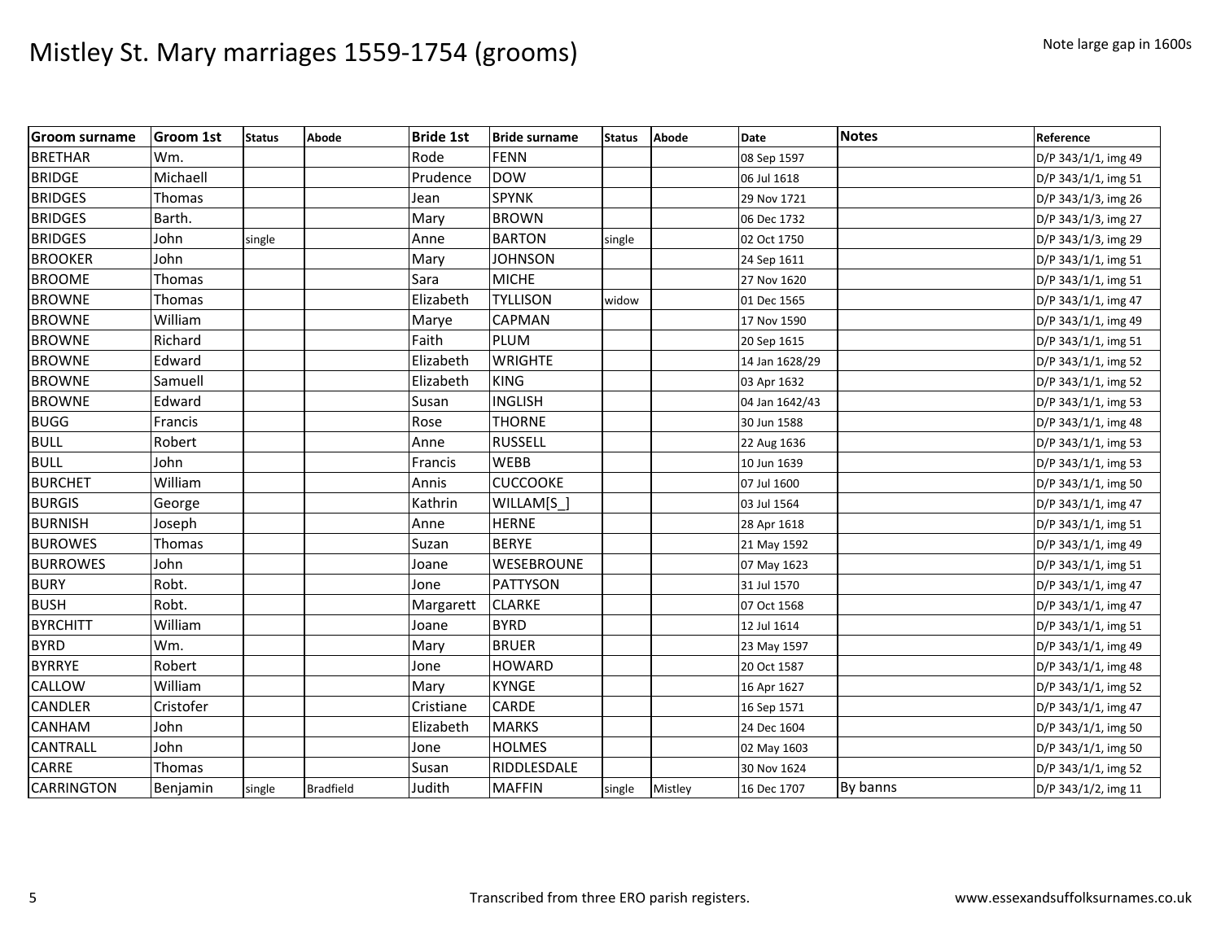# Mistley St. Mary marriages 1559-1754 (grooms)

Note large gap in 1600s

| Groom surname | Groom 1st | Status | Abode | Bride 1st | Bride surname | Status | Abode | Date | Notes | Reference |
|---|---|---|---|---|---|---|---|---|---|---|
| BRETHAR | Wm. | | | Rode | FENN | | | 08 Sep 1597 | | D/P 343/1/1, img 49 |
| BRIDGE | Michaell | | | Prudence | DOW | | | 06 Jul 1618 | | D/P 343/1/1, img 51 |
| BRIDGES | Thomas | | | Jean | SPYNK | | | 29 Nov 1721 | | D/P 343/1/3, img 26 |
| BRIDGES | Barth. | | | Mary | BROWN | | | 06 Dec 1732 | | D/P 343/1/3, img 27 |
| BRIDGES | John | single | | Anne | BARTON | single | | 02 Oct 1750 | | D/P 343/1/3, img 29 |
| BROOKER | John | | | Mary | JOHNSON | | | 24 Sep 1611 | | D/P 343/1/1, img 51 |
| BROOME | Thomas | | | Sara | MICHE | | | 27 Nov 1620 | | D/P 343/1/1, img 51 |
| BROWNE | Thomas | | | Elizabeth | TYLLISON | widow | | 01 Dec 1565 | | D/P 343/1/1, img 47 |
| BROWNE | William | | | Marye | CAPMAN | | | 17 Nov 1590 | | D/P 343/1/1, img 49 |
| BROWNE | Richard | | | Faith | PLUM | | | 20 Sep 1615 | | D/P 343/1/1, img 51 |
| BROWNE | Edward | | | Elizabeth | WRIGHTE | | | 14 Jan 1628/29 | | D/P 343/1/1, img 52 |
| BROWNE | Samuell | | | Elizabeth | KING | | | 03 Apr 1632 | | D/P 343/1/1, img 52 |
| BROWNE | Edward | | | Susan | INGLISH | | | 04 Jan 1642/43 | | D/P 343/1/1, img 53 |
| BUGG | Francis | | | Rose | THORNE | | | 30 Jun 1588 | | D/P 343/1/1, img 48 |
| BULL | Robert | | | Anne | RUSSELL | | | 22 Aug 1636 | | D/P 343/1/1, img 53 |
| BULL | John | | | Francis | WEBB | | | 10 Jun 1639 | | D/P 343/1/1, img 53 |
| BURCHET | William | | | Annis | CUCCOOKE | | | 07 Jul 1600 | | D/P 343/1/1, img 50 |
| BURGIS | George | | | Kathrin | WILLAM[S_] | | | 03 Jul 1564 | | D/P 343/1/1, img 47 |
| BURNISH | Joseph | | | Anne | HERNE | | | 28 Apr 1618 | | D/P 343/1/1, img 51 |
| BUROWES | Thomas | | | Suzan | BERYE | | | 21 May 1592 | | D/P 343/1/1, img 49 |
| BURROWES | John | | | Joane | WESEBROUNE | | | 07 May 1623 | | D/P 343/1/1, img 51 |
| BURY | Robt. | | | Jone | PATTYSON | | | 31 Jul 1570 | | D/P 343/1/1, img 47 |
| BUSH | Robt. | | | Margarett | CLARKE | | | 07 Oct 1568 | | D/P 343/1/1, img 47 |
| BYRCHITT | William | | | Joane | BYRD | | | 12 Jul 1614 | | D/P 343/1/1, img 51 |
| BYRD | Wm. | | | Mary | BRUER | | | 23 May 1597 | | D/P 343/1/1, img 49 |
| BYRRYE | Robert | | | Jone | HOWARD | | | 20 Oct 1587 | | D/P 343/1/1, img 48 |
| CALLOW | William | | | Mary | KYNGE | | | 16 Apr 1627 | | D/P 343/1/1, img 52 |
| CANDLER | Cristofer | | | Cristiane | CARDE | | | 16 Sep 1571 | | D/P 343/1/1, img 47 |
| CANHAM | John | | | Elizabeth | MARKS | | | 24 Dec 1604 | | D/P 343/1/1, img 50 |
| CANTRALL | John | | | Jone | HOLMES | | | 02 May 1603 | | D/P 343/1/1, img 50 |
| CARRE | Thomas | | | Susan | RIDDLESDALE | | | 30 Nov 1624 | | D/P 343/1/1, img 52 |
| CARRINGTON | Benjamin | single | Bradfield | Judith | MAFFIN | single | Mistley | 16 Dec 1707 | By banns | D/P 343/1/2, img 11 |

Transcribed from three ERO parish registers. www.essexandsuffolksurnames.co.uk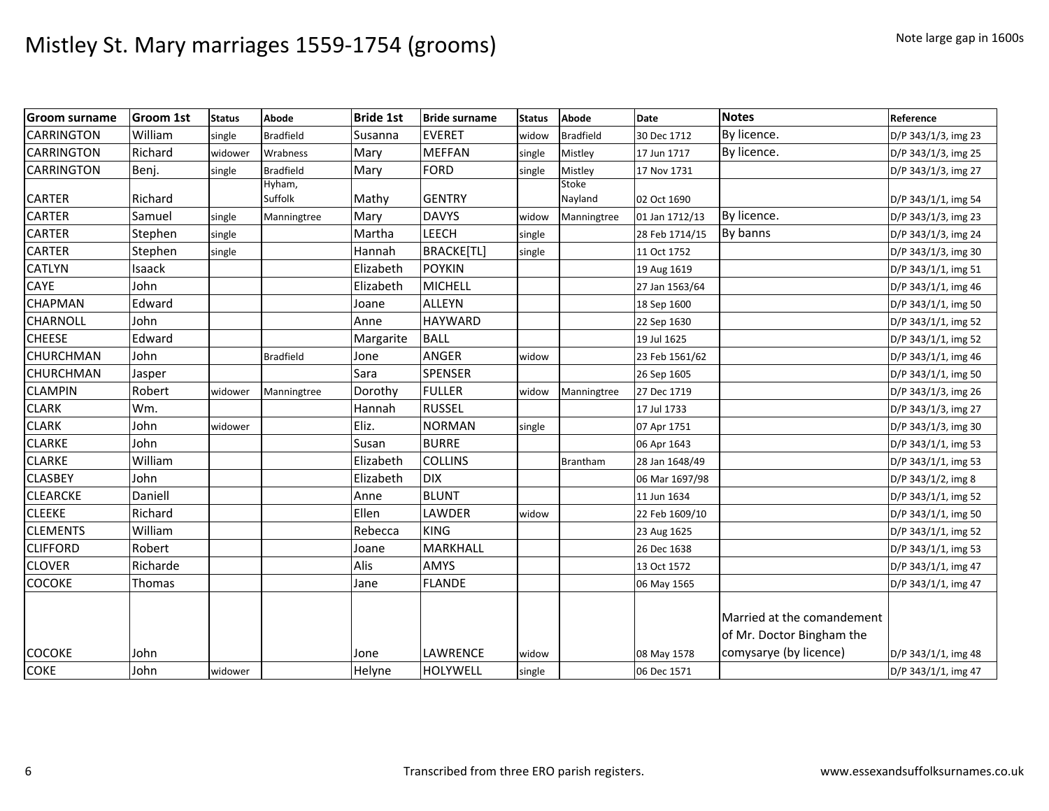# Mistley St. Mary marriages 1559-1754 (grooms)

Note large gap in 1600s

| Groom surname | Groom 1st | Status | Abode | Bride 1st | Bride surname | Status | Abode | Date | Notes | Reference |
|---|---|---|---|---|---|---|---|---|---|---|
| CARRINGTON | William | single | Bradfield | Susanna | EVERET | widow | Bradfield | 30 Dec 1712 | By licence. | D/P 343/1/3, img 23 |
| CARRINGTON | Richard | widower | Wrabness | Mary | MEFFAN | single | Mistley | 17 Jun 1717 | By licence. | D/P 343/1/3, img 25 |
| CARRINGTON | Benj. | single | Bradfield | Mary | FORD | single | Mistley | 17 Nov 1731 | | D/P 343/1/3, img 27 |
| CARTER | Richard | | Hyham, Suffolk | Mathy | GENTRY | | Stoke Nayland | 02 Oct 1690 | | D/P 343/1/1, img 54 |
| CARTER | Samuel | single | Manningtree | Mary | DAVYS | widow | Manningtree | 01 Jan 1712/13 | By licence. | D/P 343/1/3, img 23 |
| CARTER | Stephen | single | | Martha | LEECH | single | | 28 Feb 1714/15 | By banns | D/P 343/1/3, img 24 |
| CARTER | Stephen | single | | Hannah | BRACKE[TL] | single | | 11 Oct 1752 | | D/P 343/1/3, img 30 |
| CATLYN | Isaack | | | Elizabeth | POYKIN | | | 19 Aug 1619 | | D/P 343/1/1, img 51 |
| CAYE | John | | | Elizabeth | MICHELL | | | 27 Jan 1563/64 | | D/P 343/1/1, img 46 |
| CHAPMAN | Edward | | | Joane | ALLEYN | | | 18 Sep 1600 | | D/P 343/1/1, img 50 |
| CHARNOLL | John | | | Anne | HAYWARD | | | 22 Sep 1630 | | D/P 343/1/1, img 52 |
| CHEESE | Edward | | | Margarite | BALL | | | 19 Jul 1625 | | D/P 343/1/1, img 52 |
| CHURCHMAN | John | | Bradfield | Jone | ANGER | widow | | 23 Feb 1561/62 | | D/P 343/1/1, img 46 |
| CHURCHMAN | Jasper | | | Sara | SPENSER | | | 26 Sep 1605 | | D/P 343/1/1, img 50 |
| CLAMPIN | Robert | widower | Manningtree | Dorothy | FULLER | widow | Manningtree | 27 Dec 1719 | | D/P 343/1/3, img 26 |
| CLARK | Wm. | | | Hannah | RUSSEL | | | 17 Jul 1733 | | D/P 343/1/3, img 27 |
| CLARK | John | widower | | Eliz. | NORMAN | single | | 07 Apr 1751 | | D/P 343/1/3, img 30 |
| CLARKE | John | | | Susan | BURRE | | | 06 Apr 1643 | | D/P 343/1/1, img 53 |
| CLARKE | William | | | Elizabeth | COLLINS | | Brantham | 28 Jan 1648/49 | | D/P 343/1/1, img 53 |
| CLASBEY | John | | | Elizabeth | DIX | | | 06 Mar 1697/98 | | D/P 343/1/2, img 8 |
| CLEARCKE | Daniell | | | Anne | BLUNT | | | 11 Jun 1634 | | D/P 343/1/1, img 52 |
| CLEEKE | Richard | | | Ellen | LAWDER | widow | | 22 Feb 1609/10 | | D/P 343/1/1, img 50 |
| CLEMENTS | William | | | Rebecca | KING | | | 23 Aug 1625 | | D/P 343/1/1, img 52 |
| CLIFFORD | Robert | | | Joane | MARKHALL | | | 26 Dec 1638 | | D/P 343/1/1, img 53 |
| CLOVER | Richarde | | | Alis | AMYS | | | 13 Oct 1572 | | D/P 343/1/1, img 47 |
| COCOKE | Thomas | | | Jane | FLANDE | | | 06 May 1565 | | D/P 343/1/1, img 47 |
| COCOKE | John | | | Jone | LAWRENCE | widow | | 08 May 1578 | Married at the comandement of Mr. Doctor Bingham the comysarye (by licence) | D/P 343/1/1, img 48 |
| COKE | John | widower | | Helyne | HOLYWELL | single | | 06 Dec 1571 | | D/P 343/1/1, img 47 |

Transcribed from three ERO parish registers.

www.essexandsuffolksurnames.co.uk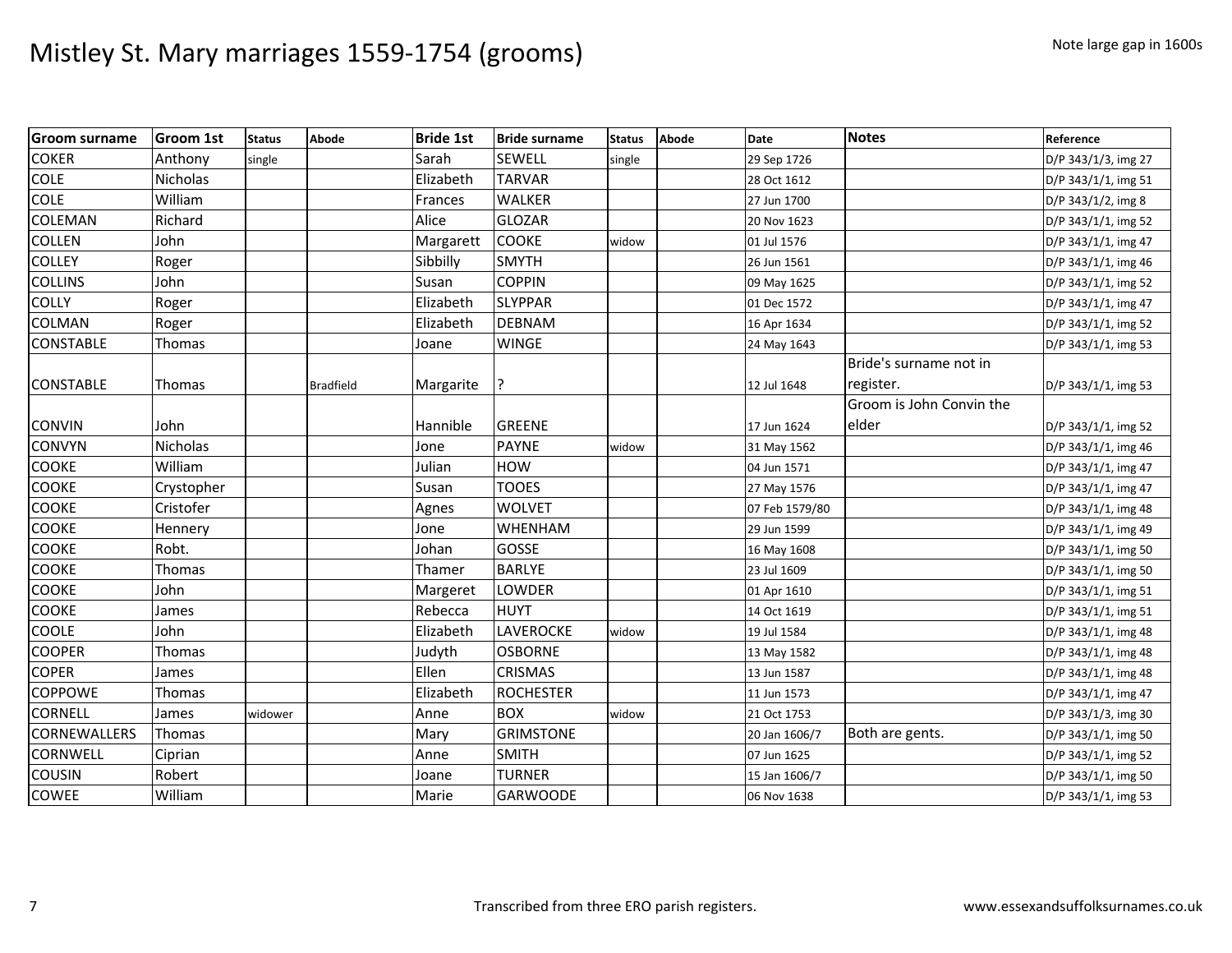# Mistley St. Mary marriages 1559-1754 (grooms)

Note large gap in 1600s

| Groom surname | Groom 1st | Status | Abode | Bride 1st | Bride surname | Status | Abode | Date | Notes | Reference |
|---|---|---|---|---|---|---|---|---|---|---|
| COKER | Anthony | single | | Sarah | SEWELL | single | | 29 Sep 1726 | | D/P 343/1/3, img 27 |
| COLE | Nicholas | | | Elizabeth | TARVAR | | | 28 Oct 1612 | | D/P 343/1/1, img 51 |
| COLE | William | | | Frances | WALKER | | | 27 Jun 1700 | | D/P 343/1/2, img 8 |
| COLEMAN | Richard | | | Alice | GLOZAR | | | 20 Nov 1623 | | D/P 343/1/1, img 52 |
| COLLEN | John | | | Margarett | COOKE | widow | | 01 Jul 1576 | | D/P 343/1/1, img 47 |
| COLLEY | Roger | | | Sibbilly | SMYTH | | | 26 Jun 1561 | | D/P 343/1/1, img 46 |
| COLLINS | John | | | Susan | COPPIN | | | 09 May 1625 | | D/P 343/1/1, img 52 |
| COLLY | Roger | | | Elizabeth | SLYPPAR | | | 01 Dec 1572 | | D/P 343/1/1, img 47 |
| COLMAN | Roger | | | Elizabeth | DEBNAM | | | 16 Apr 1634 | | D/P 343/1/1, img 52 |
| CONSTABLE | Thomas | | | Joane | WINGE | | | 24 May 1643 | | D/P 343/1/1, img 53 |
| CONSTABLE | Thomas | | Bradfield | Margarite | ? | | | 12 Jul 1648 | Bride's surname not in register. | D/P 343/1/1, img 53 |
| CONVIN | John | | | Hannible | GREENE | | | 17 Jun 1624 | Groom is John Convin the elder | D/P 343/1/1, img 52 |
| CONVYN | Nicholas | | | Jone | PAYNE | widow | | 31 May 1562 | | D/P 343/1/1, img 46 |
| COOKE | William | | | Julian | HOW | | | 04 Jun 1571 | | D/P 343/1/1, img 47 |
| COOKE | Crystopher | | | Susan | TOOES | | | 27 May 1576 | | D/P 343/1/1, img 47 |
| COOKE | Cristofer | | | Agnes | WOLVET | | | 07 Feb 1579/80 | | D/P 343/1/1, img 48 |
| COOKE | Hennery | | | Jone | WHENHAM | | | 29 Jun 1599 | | D/P 343/1/1, img 49 |
| COOKE | Robt. | | | Johan | GOSSE | | | 16 May 1608 | | D/P 343/1/1, img 50 |
| COOKE | Thomas | | | Thamer | BARLYE | | | 23 Jul 1609 | | D/P 343/1/1, img 50 |
| COOKE | John | | | Margeret | LOWDER | | | 01 Apr 1610 | | D/P 343/1/1, img 51 |
| COOKE | James | | | Rebecca | HUYT | | | 14 Oct 1619 | | D/P 343/1/1, img 51 |
| COOLE | John | | | Elizabeth | LAVEROCKE | widow | | 19 Jul 1584 | | D/P 343/1/1, img 48 |
| COOPER | Thomas | | | Judyth | OSBORNE | | | 13 May 1582 | | D/P 343/1/1, img 48 |
| COPER | James | | | Ellen | CRISMAS | | | 13 Jun 1587 | | D/P 343/1/1, img 48 |
| COPPOWE | Thomas | | | Elizabeth | ROCHESTER | | | 11 Jun 1573 | | D/P 343/1/1, img 47 |
| CORNELL | James | widower | | Anne | BOX | widow | | 21 Oct 1753 | | D/P 343/1/3, img 30 |
| CORNEWALLERS | Thomas | | | Mary | GRIMSTONE | | | 20 Jan 1606/7 | Both are gents. | D/P 343/1/1, img 50 |
| CORNWELL | Ciprian | | | Anne | SMITH | | | 07 Jun 1625 | | D/P 343/1/1, img 52 |
| COUSIN | Robert | | | Joane | TURNER | | | 15 Jan 1606/7 | | D/P 343/1/1, img 50 |
| COWEE | William | | | Marie | GARWOODE | | | 06 Nov 1638 | | D/P 343/1/1, img 53 |

Transcribed from three ERO parish registers. www.essexandsuffolksurnames.co.uk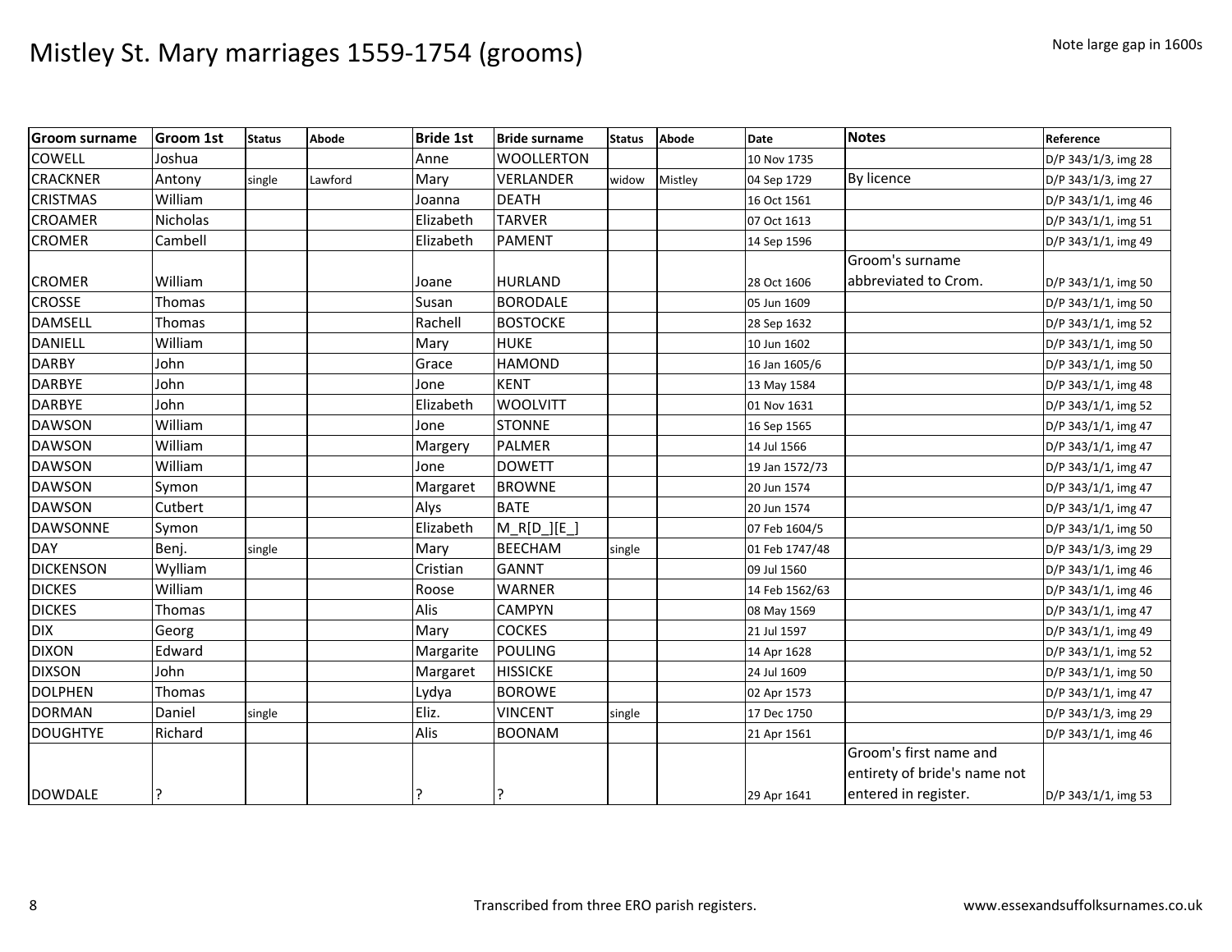# Mistley St. Mary marriages 1559-1754 (grooms)

Note large gap in 1600s

| Groom surname | Groom 1st | Status | Abode | Bride 1st | Bride surname | Status | Abode | Date | Notes | Reference |
|---|---|---|---|---|---|---|---|---|---|---|
| COWELL | Joshua | | | Anne | WOOLLERTON | | | 10 Nov 1735 | | D/P 343/1/3, img 28 |
| CRACKNER | Antony | single | Lawford | Mary | VERLANDER | widow | Mistley | 04 Sep 1729 | By licence | D/P 343/1/3, img 27 |
| CRISTMAS | William | | | Joanna | DEATH | | | 16 Oct 1561 | | D/P 343/1/1, img 46 |
| CROAMER | Nicholas | | | Elizabeth | TARVER | | | 07 Oct 1613 | | D/P 343/1/1, img 51 |
| CROMER | Cambell | | | Elizabeth | PAMENT | | | 14 Sep 1596 | | D/P 343/1/1, img 49 |
| CROMER | William | | | Joane | HURLAND | | | 28 Oct 1606 | Groom's surname abbreviated to Crom. | D/P 343/1/1, img 50 |
| CROSSE | Thomas | | | Susan | BORODALE | | | 05 Jun 1609 | | D/P 343/1/1, img 50 |
| DAMSELL | Thomas | | | Rachell | BOSTOCKE | | | 28 Sep 1632 | | D/P 343/1/1, img 52 |
| DANIELL | William | | | Mary | HUKE | | | 10 Jun 1602 | | D/P 343/1/1, img 50 |
| DARBY | John | | | Grace | HAMOND | | | 16 Jan 1605/6 | | D/P 343/1/1, img 50 |
| DARBYE | John | | | Jone | KENT | | | 13 May 1584 | | D/P 343/1/1, img 48 |
| DARBYE | John | | | Elizabeth | WOOLVITT | | | 01 Nov 1631 | | D/P 343/1/1, img 52 |
| DAWSON | William | | | Jone | STONNE | | | 16 Sep 1565 | | D/P 343/1/1, img 47 |
| DAWSON | William | | | Margery | PALMER | | | 14 Jul 1566 | | D/P 343/1/1, img 47 |
| DAWSON | William | | | Jone | DOWETT | | | 19 Jan 1572/73 | | D/P 343/1/1, img 47 |
| DAWSON | Symon | | | Margaret | BROWNE | | | 20 Jun 1574 | | D/P 343/1/1, img 47 |
| DAWSON | Cutbert | | | Alys | BATE | | | 20 Jun 1574 | | D/P 343/1/1, img 47 |
| DAWSONNE | Symon | | | Elizabeth | M_R[D_][E_] | | | 07 Feb 1604/5 | | D/P 343/1/1, img 50 |
| DAY | Benj. | single | | Mary | BEECHAM | single | | 01 Feb 1747/48 | | D/P 343/1/3, img 29 |
| DICKENSON | Wylliam | | | Cristian | GANNT | | | 09 Jul 1560 | | D/P 343/1/1, img 46 |
| DICKES | William | | | Roose | WARNER | | | 14 Feb 1562/63 | | D/P 343/1/1, img 46 |
| DICKES | Thomas | | | Alis | CAMPYN | | | 08 May 1569 | | D/P 343/1/1, img 47 |
| DIX | Georg | | | Mary | COCKES | | | 21 Jul 1597 | | D/P 343/1/1, img 49 |
| DIXON | Edward | | | Margarite | POULING | | | 14 Apr 1628 | | D/P 343/1/1, img 52 |
| DIXSON | John | | | Margaret | HISSICKE | | | 24 Jul 1609 | | D/P 343/1/1, img 50 |
| DOLPHEN | Thomas | | | Lydya | BOROWE | | | 02 Apr 1573 | | D/P 343/1/1, img 47 |
| DORMAN | Daniel | single | | Eliz. | VINCENT | single | | 17 Dec 1750 | | D/P 343/1/3, img 29 |
| DOUGHTYE | Richard | | | Alis | BOONAM | | | 21 Apr 1561 | | D/P 343/1/1, img 46 |
| DOWDALE | ? | | | ? | ? | | | 29 Apr 1641 | Groom's first name and entirety of bride's name not entered in register. | D/P 343/1/1, img 53 |

Transcribed from three ERO parish registers. www.essexandsuffolksurnames.co.uk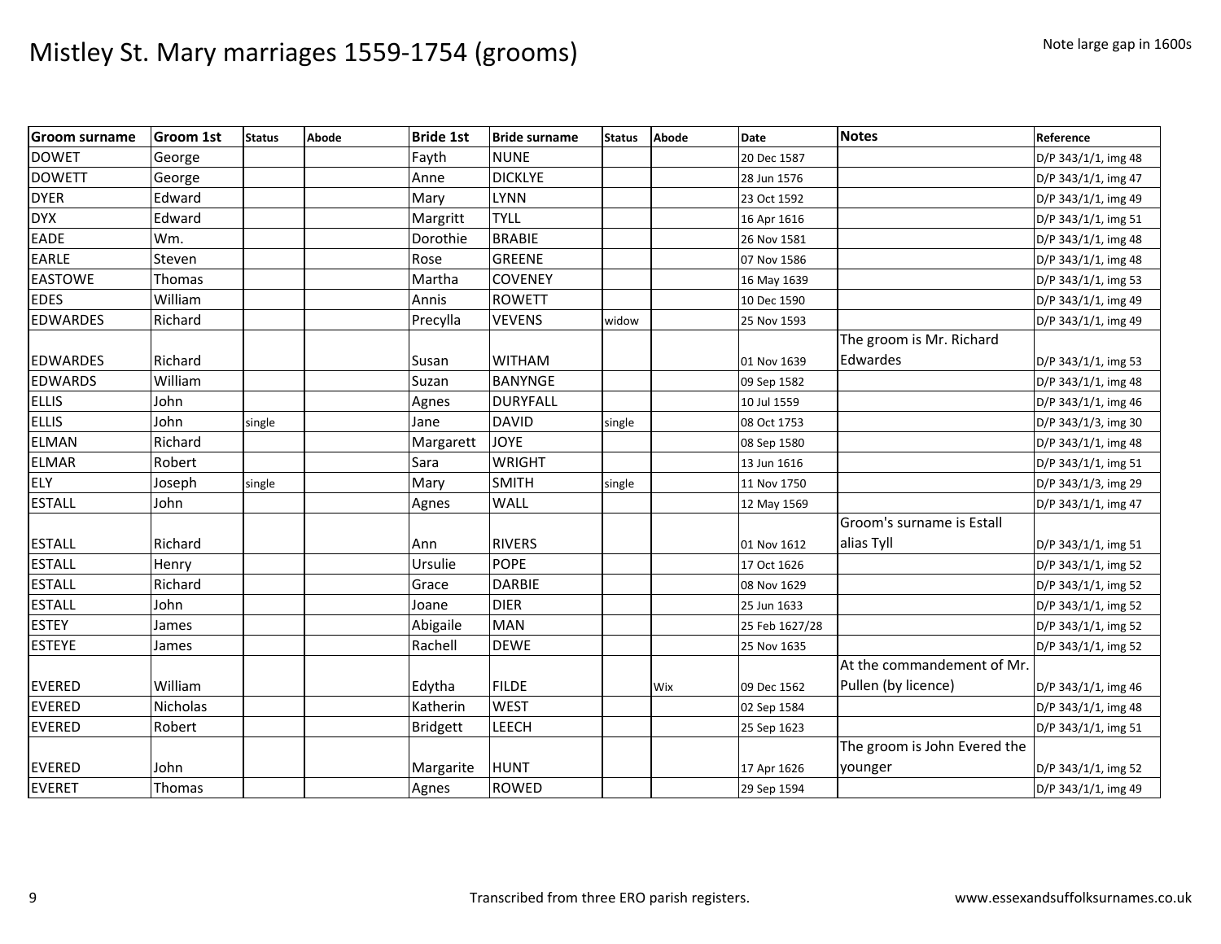# Mistley St. Mary marriages 1559-1754 (grooms)

Note large gap in 1600s

| Groom surname | Groom 1st | Status | Abode | Bride 1st | Bride surname | Status | Abode | Date | Notes | Reference |
|---|---|---|---|---|---|---|---|---|---|---|
| DOWET | George | | | Fayth | NUNE | | | 20 Dec 1587 | | D/P 343/1/1, img 48 |
| DOWETT | George | | | Anne | DICKLYE | | | 28 Jun 1576 | | D/P 343/1/1, img 47 |
| DYER | Edward | | | Mary | LYNN | | | 23 Oct 1592 | | D/P 343/1/1, img 49 |
| DYX | Edward | | | Margritt | TYLL | | | 16 Apr 1616 | | D/P 343/1/1, img 51 |
| EADE | Wm. | | | Dorothie | BRABIE | | | 26 Nov 1581 | | D/P 343/1/1, img 48 |
| EARLE | Steven | | | Rose | GREENE | | | 07 Nov 1586 | | D/P 343/1/1, img 48 |
| EASTOWE | Thomas | | | Martha | COVENEY | | | 16 May 1639 | | D/P 343/1/1, img 53 |
| EDES | William | | | Annis | ROWETT | | | 10 Dec 1590 | | D/P 343/1/1, img 49 |
| EDWARDES | Richard | | | Precylla | VEVENS | widow | | 25 Nov 1593 | | D/P 343/1/1, img 49 |
| EDWARDES | Richard | | | Susan | WITHAM | | | 01 Nov 1639 | The groom is Mr. Richard Edwardes | D/P 343/1/1, img 53 |
| EDWARDS | William | | | Suzan | BANYNGE | | | 09 Sep 1582 | | D/P 343/1/1, img 48 |
| ELLIS | John | | | Agnes | DURYFALL | | | 10 Jul 1559 | | D/P 343/1/1, img 46 |
| ELLIS | John | single | | Jane | DAVID | single | | 08 Oct 1753 | | D/P 343/1/3, img 30 |
| ELMAN | Richard | | | Margarett | JOYE | | | 08 Sep 1580 | | D/P 343/1/1, img 48 |
| ELMAR | Robert | | | Sara | WRIGHT | | | 13 Jun 1616 | | D/P 343/1/1, img 51 |
| ELY | Joseph | single | | Mary | SMITH | single | | 11 Nov 1750 | | D/P 343/1/3, img 29 |
| ESTALL | John | | | Agnes | WALL | | | 12 May 1569 | | D/P 343/1/1, img 47 |
| ESTALL | Richard | | | Ann | RIVERS | | | 01 Nov 1612 | Groom's surname is Estall alias Tyll | D/P 343/1/1, img 51 |
| ESTALL | Henry | | | Ursulie | POPE | | | 17 Oct 1626 | | D/P 343/1/1, img 52 |
| ESTALL | Richard | | | Grace | DARBIE | | | 08 Nov 1629 | | D/P 343/1/1, img 52 |
| ESTALL | John | | | Joane | DIER | | | 25 Jun 1633 | | D/P 343/1/1, img 52 |
| ESTEY | James | | | Abigaile | MAN | | | 25 Feb 1627/28 | | D/P 343/1/1, img 52 |
| ESTEYE | James | | | Rachell | DEWE | | | 25 Nov 1635 | | D/P 343/1/1, img 52 |
| EVERED | William | | | Edytha | FILDE | | Wix | 09 Dec 1562 | At the commandement of Mr. Pullen (by licence) | D/P 343/1/1, img 46 |
| EVERED | Nicholas | | | Katherin | WEST | | | 02 Sep 1584 | | D/P 343/1/1, img 48 |
| EVERED | Robert | | | Bridgett | LEECH | | | 25 Sep 1623 | | D/P 343/1/1, img 51 |
| EVERED | John | | | Margarite | HUNT | | | 17 Apr 1626 | The groom is John Evered the younger | D/P 343/1/1, img 52 |
| EVERET | Thomas | | | Agnes | ROWED | | | 29 Sep 1594 | | D/P 343/1/1, img 49 |

Transcribed from three ERO parish registers. www.essexandsuffolksurnames.co.uk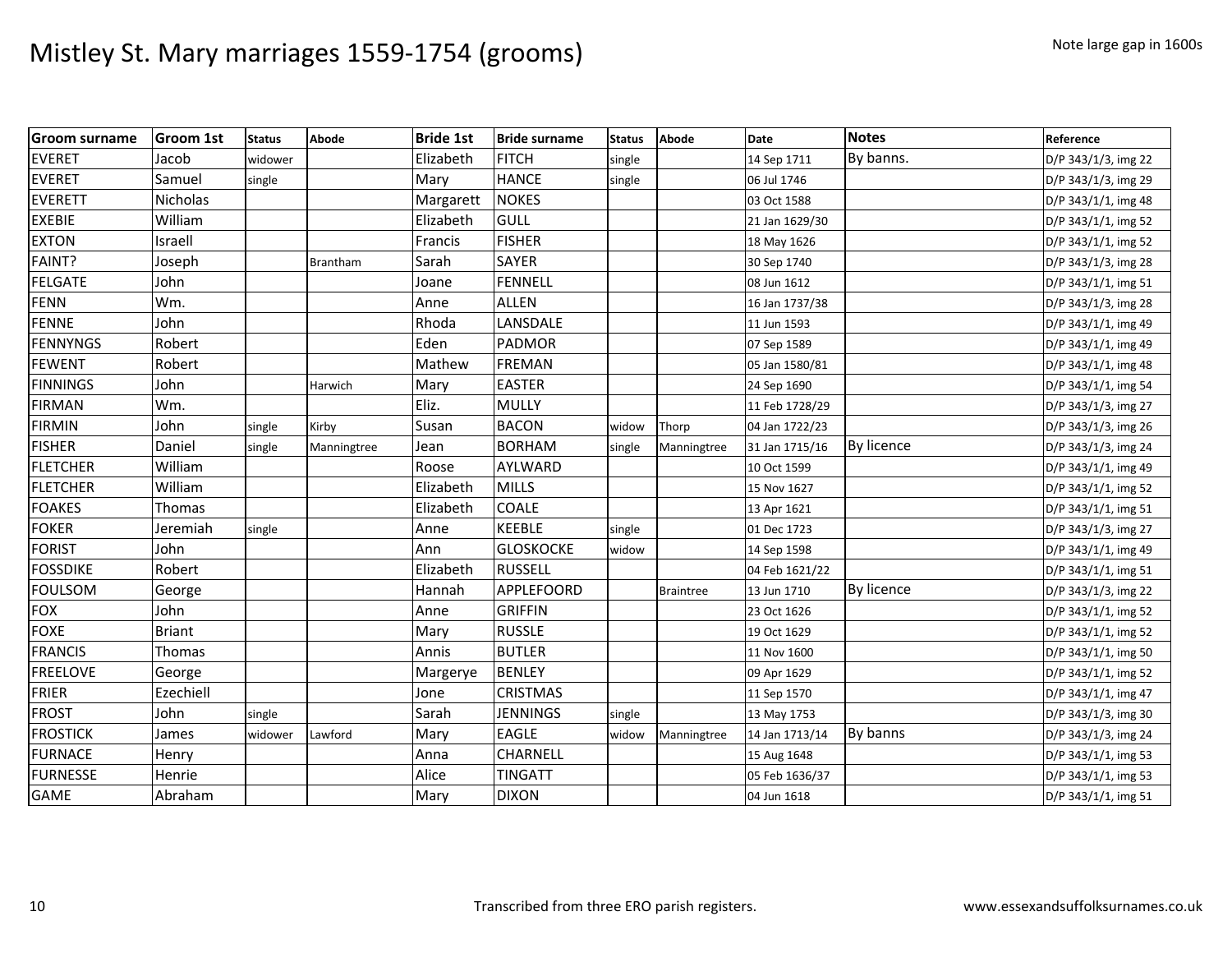# Mistley St. Mary marriages 1559-1754 (grooms)

Note large gap in 1600s

| Groom surname | Groom 1st | Status | Abode | Bride 1st | Bride surname | Status | Abode | Date | Notes | Reference |
|---|---|---|---|---|---|---|---|---|---|---|
| EVERET | Jacob | widower | | Elizabeth | FITCH | single | | 14 Sep 1711 | By banns. | D/P 343/1/3, img 22 |
| EVERET | Samuel | single | | Mary | HANCE | single | | 06 Jul 1746 | | D/P 343/1/3, img 29 |
| EVERETT | Nicholas | | | Margarett | NOKES | | | 03 Oct 1588 | | D/P 343/1/1, img 48 |
| EXEBIE | William | | | Elizabeth | GULL | | | 21 Jan 1629/30 | | D/P 343/1/1, img 52 |
| EXTON | Israell | | | Francis | FISHER | | | 18 May 1626 | | D/P 343/1/1, img 52 |
| FAINT? | Joseph | | Brantham | Sarah | SAYER | | | 30 Sep 1740 | | D/P 343/1/3, img 28 |
| FELGATE | John | | | Joane | FENNELL | | | 08 Jun 1612 | | D/P 343/1/1, img 51 |
| FENN | Wm. | | | Anne | ALLEN | | | 16 Jan 1737/38 | | D/P 343/1/3, img 28 |
| FENNE | John | | | Rhoda | LANSDALE | | | 11 Jun 1593 | | D/P 343/1/1, img 49 |
| FENNYNGS | Robert | | | Eden | PADMOR | | | 07 Sep 1589 | | D/P 343/1/1, img 49 |
| FEWENT | Robert | | | Mathew | FREMAN | | | 05 Jan 1580/81 | | D/P 343/1/1, img 48 |
| FINNINGS | John | | Harwich | Mary | EASTER | | | 24 Sep 1690 | | D/P 343/1/1, img 54 |
| FIRMAN | Wm. | | | Eliz. | MULLY | | | 11 Feb 1728/29 | | D/P 343/1/3, img 27 |
| FIRMIN | John | single | Kirby | Susan | BACON | widow | Thorp | 04 Jan 1722/23 | | D/P 343/1/3, img 26 |
| FISHER | Daniel | single | Manningtree | Jean | BORHAM | single | Manningtree | 31 Jan 1715/16 | By licence | D/P 343/1/3, img 24 |
| FLETCHER | William | | | Roose | AYLWARD | | | 10 Oct 1599 | | D/P 343/1/1, img 49 |
| FLETCHER | William | | | Elizabeth | MILLS | | | 15 Nov 1627 | | D/P 343/1/1, img 52 |
| FOAKES | Thomas | | | Elizabeth | COALE | | | 13 Apr 1621 | | D/P 343/1/1, img 51 |
| FOKER | Jeremiah | single | | Anne | KEEBLE | single | | 01 Dec 1723 | | D/P 343/1/3, img 27 |
| FORIST | John | | | Ann | GLOSKOCKE | widow | | 14 Sep 1598 | | D/P 343/1/1, img 49 |
| FOSSDIKE | Robert | | | Elizabeth | RUSSELL | | | 04 Feb 1621/22 | | D/P 343/1/1, img 51 |
| FOULSOM | George | | | Hannah | APPLEFOORD | | Braintree | 13 Jun 1710 | By licence | D/P 343/1/3, img 22 |
| FOX | John | | | Anne | GRIFFIN | | | 23 Oct 1626 | | D/P 343/1/1, img 52 |
| FOXE | Briant | | | Mary | RUSSLE | | | 19 Oct 1629 | | D/P 343/1/1, img 52 |
| FRANCIS | Thomas | | | Annis | BUTLER | | | 11 Nov 1600 | | D/P 343/1/1, img 50 |
| FREELOVE | George | | | Margerye | BENLEY | | | 09 Apr 1629 | | D/P 343/1/1, img 52 |
| FRIER | Ezechiell | | | Jone | CRISTMAS | | | 11 Sep 1570 | | D/P 343/1/1, img 47 |
| FROST | John | single | | Sarah | JENNINGS | single | | 13 May 1753 | | D/P 343/1/3, img 30 |
| FROSTICK | James | widower | Lawford | Mary | EAGLE | widow | Manningtree | 14 Jan 1713/14 | By banns | D/P 343/1/3, img 24 |
| FURNACE | Henry | | | Anna | CHARNELL | | | 15 Aug 1648 | | D/P 343/1/1, img 53 |
| FURNESSE | Henrie | | | Alice | TINGATT | | | 05 Feb 1636/37 | | D/P 343/1/1, img 53 |
| GAME | Abraham | | | Mary | DIXON | | | 04 Jun 1618 | | D/P 343/1/1, img 51 |

Transcribed from three ERO parish registers.

www.essexandsuffolksurnames.co.uk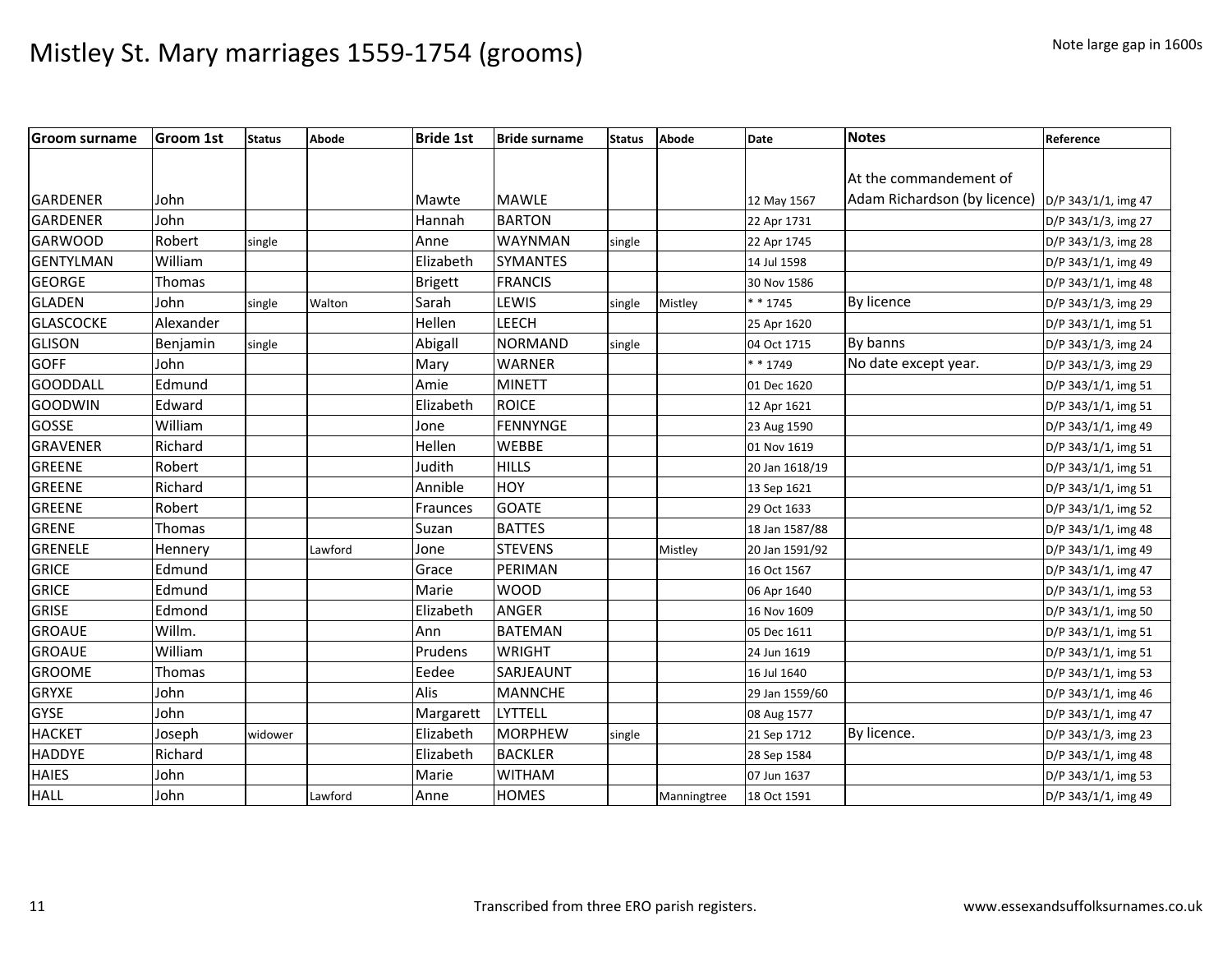# Mistley St. Mary marriages 1559-1754 (grooms)

Note large gap in 1600s

| Groom surname | Groom 1st | Status | Abode | Bride 1st | Bride surname | Status | Abode | Date | Notes | Reference |
|---|---|---|---|---|---|---|---|---|---|---|
| GARDENER | John | | | Mawte | MAWLE | | | 12 May 1567 | At the commandement of Adam Richardson (by licence) | D/P 343/1/1, img 47 |
| GARDENER | John | | | Hannah | BARTON | | | 22 Apr 1731 | | D/P 343/1/3, img 27 |
| GARWOOD | Robert | single | | Anne | WAYNMAN | single | | 22 Apr 1745 | | D/P 343/1/3, img 28 |
| GENTYLMAN | William | | | Elizabeth | SYMANTES | | | 14 Jul 1598 | | D/P 343/1/1, img 49 |
| GEORGE | Thomas | | | Brigett | FRANCIS | | | 30 Nov 1586 | | D/P 343/1/1, img 48 |
| GLADEN | John | single | Walton | Sarah | LEWIS | single | Mistley | * * 1745 | By licence | D/P 343/1/3, img 29 |
| GLASCOCKE | Alexander | | | Hellen | LEECH | | | 25 Apr 1620 | | D/P 343/1/1, img 51 |
| GLISON | Benjamin | single | | Abigall | NORMAND | single | | 04 Oct 1715 | By banns | D/P 343/1/3, img 24 |
| GOFF | John | | | Mary | WARNER | | | * * 1749 | No date except year. | D/P 343/1/3, img 29 |
| GOODDALL | Edmund | | | Amie | MINETT | | | 01 Dec 1620 | | D/P 343/1/1, img 51 |
| GOODWIN | Edward | | | Elizabeth | ROICE | | | 12 Apr 1621 | | D/P 343/1/1, img 51 |
| GOSSE | William | | | Jone | FENNYNGE | | | 23 Aug 1590 | | D/P 343/1/1, img 49 |
| GRAVENER | Richard | | | Hellen | WEBBE | | | 01 Nov 1619 | | D/P 343/1/1, img 51 |
| GREENE | Robert | | | Judith | HILLS | | | 20 Jan 1618/19 | | D/P 343/1/1, img 51 |
| GREENE | Richard | | | Annible | HOY | | | 13 Sep 1621 | | D/P 343/1/1, img 51 |
| GREENE | Robert | | | Fraunces | GOATE | | | 29 Oct 1633 | | D/P 343/1/1, img 52 |
| GRENE | Thomas | | | Suzan | BATTES | | | 18 Jan 1587/88 | | D/P 343/1/1, img 48 |
| GRENELE | Hennery | | Lawford | Jone | STEVENS | | Mistley | 20 Jan 1591/92 | | D/P 343/1/1, img 49 |
| GRICE | Edmund | | | Grace | PERIMAN | | | 16 Oct 1567 | | D/P 343/1/1, img 47 |
| GRICE | Edmund | | | Marie | WOOD | | | 06 Apr 1640 | | D/P 343/1/1, img 53 |
| GRISE | Edmond | | | Elizabeth | ANGER | | | 16 Nov 1609 | | D/P 343/1/1, img 50 |
| GROAUE | Willm. | | | Ann | BATEMAN | | | 05 Dec 1611 | | D/P 343/1/1, img 51 |
| GROAUE | William | | | Prudens | WRIGHT | | | 24 Jun 1619 | | D/P 343/1/1, img 51 |
| GROOME | Thomas | | | Eedee | SARJEAUNT | | | 16 Jul 1640 | | D/P 343/1/1, img 53 |
| GRYXE | John | | | Alis | MANNCHE | | | 29 Jan 1559/60 | | D/P 343/1/1, img 46 |
| GYSE | John | | | Margarett | LYTTELL | | | 08 Aug 1577 | | D/P 343/1/1, img 47 |
| HACKET | Joseph | widower | | Elizabeth | MORPHEW | single | | 21 Sep 1712 | By licence. | D/P 343/1/3, img 23 |
| HADDYE | Richard | | | Elizabeth | BACKLER | | | 28 Sep 1584 | | D/P 343/1/1, img 48 |
| HAIES | John | | | Marie | WITHAM | | | 07 Jun 1637 | | D/P 343/1/1, img 53 |
| HALL | John | | Lawford | Anne | HOMES | | Manningtree | 18 Oct 1591 | | D/P 343/1/1, img 49 |

Transcribed from three ERO parish registers.

www.essexandsuffolksurnames.co.uk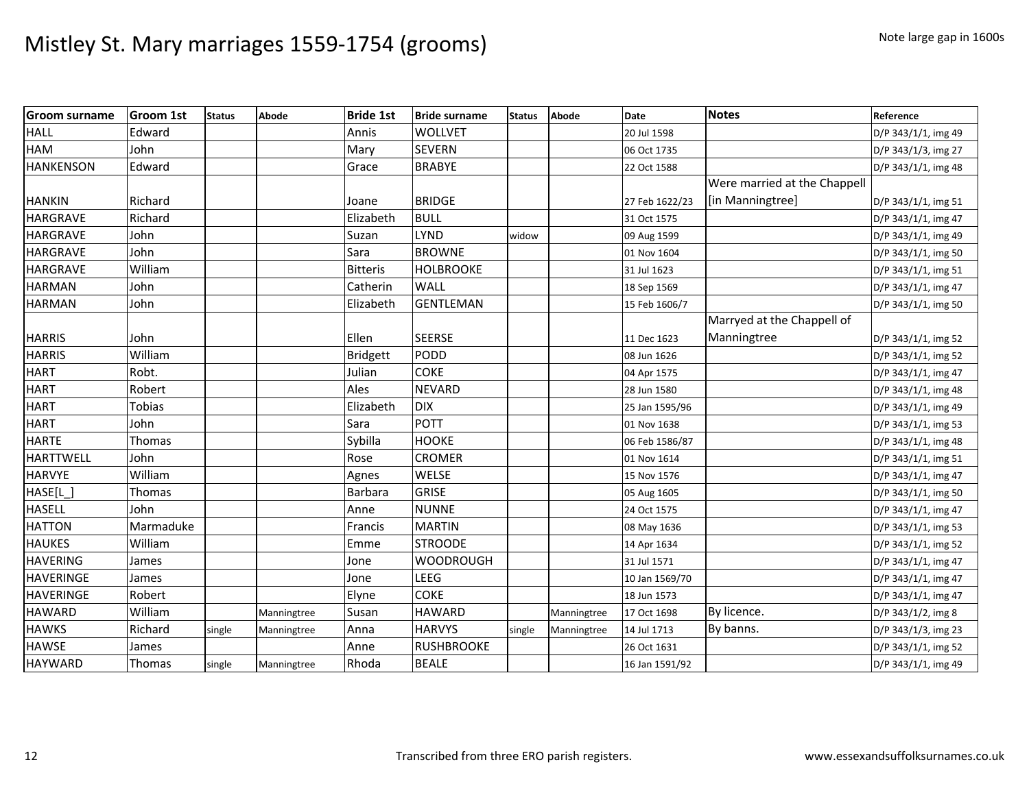# Mistley St. Mary marriages 1559-1754 (grooms)

Note large gap in 1600s

| Groom surname | Groom 1st | Status | Abode | Bride 1st | Bride surname | Status | Abode | Date | Notes | Reference |
|---|---|---|---|---|---|---|---|---|---|---|
| HALL | Edward | | | Annis | WOLLVET | | | 20 Jul 1598 | | D/P 343/1/1, img 49 |
| HAM | John | | | Mary | SEVERN | | | 06 Oct 1735 | | D/P 343/1/3, img 27 |
| HANKENSON | Edward | | | Grace | BRABYE | | | 22 Oct 1588 | | D/P 343/1/1, img 48 |
| HANKIN | Richard | | | Joane | BRIDGE | | | 27 Feb 1622/23 | Were married at the Chappell [in Manningtree] | D/P 343/1/1, img 51 |
| HARGRAVE | Richard | | | Elizabeth | BULL | | | 31 Oct 1575 | | D/P 343/1/1, img 47 |
| HARGRAVE | John | | | Suzan | LYND | widow | | 09 Aug 1599 | | D/P 343/1/1, img 49 |
| HARGRAVE | John | | | Sara | BROWNE | | | 01 Nov 1604 | | D/P 343/1/1, img 50 |
| HARGRAVE | William | | | Bitteris | HOLBROOKE | | | 31 Jul 1623 | | D/P 343/1/1, img 51 |
| HARMAN | John | | | Catherin | WALL | | | 18 Sep 1569 | | D/P 343/1/1, img 47 |
| HARMAN | John | | | Elizabeth | GENTLEMAN | | | 15 Feb 1606/7 | | D/P 343/1/1, img 50 |
| HARRIS | John | | | Ellen | SEERSE | | | 11 Dec 1623 | Marryed at the Chappell of Manningtree | D/P 343/1/1, img 52 |
| HARRIS | William | | | Bridgett | PODD | | | 08 Jun 1626 | | D/P 343/1/1, img 52 |
| HART | Robt. | | | Julian | COKE | | | 04 Apr 1575 | | D/P 343/1/1, img 47 |
| HART | Robert | | | Ales | NEVARD | | | 28 Jun 1580 | | D/P 343/1/1, img 48 |
| HART | Tobias | | | Elizabeth | DIX | | | 25 Jan 1595/96 | | D/P 343/1/1, img 49 |
| HART | John | | | Sara | POTT | | | 01 Nov 1638 | | D/P 343/1/1, img 53 |
| HARTE | Thomas | | | Sybilla | HOOKE | | | 06 Feb 1586/87 | | D/P 343/1/1, img 48 |
| HARTTWELL | John | | | Rose | CROMER | | | 01 Nov 1614 | | D/P 343/1/1, img 51 |
| HARVYE | William | | | Agnes | WELSE | | | 15 Nov 1576 | | D/P 343/1/1, img 47 |
| HASE[L_] | Thomas | | | Barbara | GRISE | | | 05 Aug 1605 | | D/P 343/1/1, img 50 |
| HASELL | John | | | Anne | NUNNE | | | 24 Oct 1575 | | D/P 343/1/1, img 47 |
| HATTON | Marmaduke | | | Francis | MARTIN | | | 08 May 1636 | | D/P 343/1/1, img 53 |
| HAUKES | William | | | Emme | STROODE | | | 14 Apr 1634 | | D/P 343/1/1, img 52 |
| HAVERING | James | | | Jone | WOODROUGH | | | 31 Jul 1571 | | D/P 343/1/1, img 47 |
| HAVERINGE | James | | | Jone | LEEG | | | 10 Jan 1569/70 | | D/P 343/1/1, img 47 |
| HAVERINGE | Robert | | | Elyne | COKE | | | 18 Jun 1573 | | D/P 343/1/1, img 47 |
| HAWARD | William | | Manningtree | Susan | HAWARD | | Manningtree | 17 Oct 1698 | By licence. | D/P 343/1/2, img 8 |
| HAWKS | Richard | single | Manningtree | Anna | HARVYS | single | Manningtree | 14 Jul 1713 | By banns. | D/P 343/1/3, img 23 |
| HAWSE | James | | | Anne | RUSHBROOKE | | | 26 Oct 1631 | | D/P 343/1/1, img 52 |
| HAYWARD | Thomas | single | Manningtree | Rhoda | BEALE | | | 16 Jan 1591/92 | | D/P 343/1/1, img 49 |

Transcribed from three ERO parish registers.

www.essexandsuffolksurnames.co.uk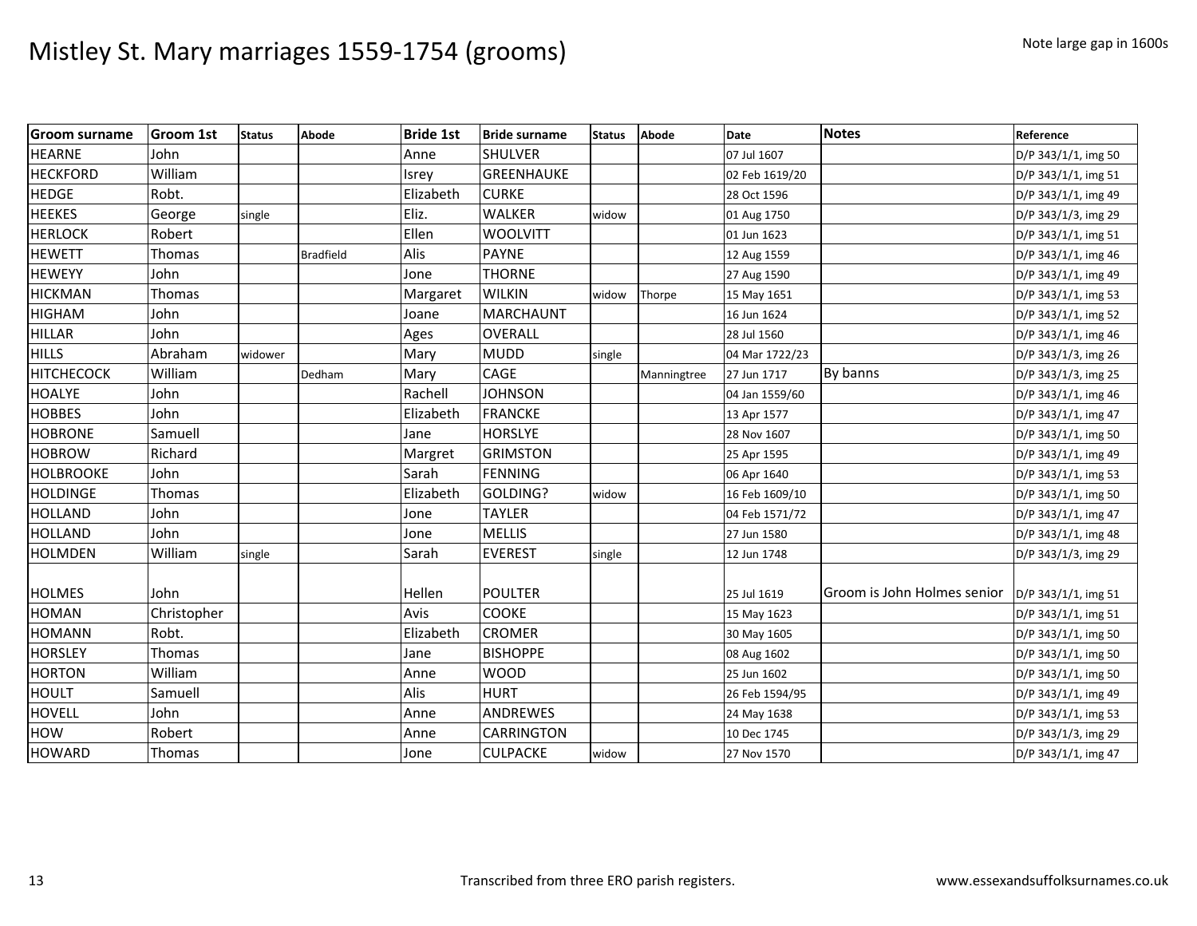# Mistley St. Mary marriages 1559-1754 (grooms)

Note large gap in 1600s

| Groom surname | Groom 1st | Status | Abode | Bride 1st | Bride surname | Status | Abode | Date | Notes | Reference |
|---|---|---|---|---|---|---|---|---|---|---|
| HEARNE | John | | | Anne | SHULVER | | | 07 Jul 1607 | | D/P 343/1/1, img 50 |
| HECKFORD | William | | | Isrey | GREENHAUKE | | | 02 Feb 1619/20 | | D/P 343/1/1, img 51 |
| HEDGE | Robt. | | | Elizabeth | CURKE | | | 28 Oct 1596 | | D/P 343/1/1, img 49 |
| HEEKES | George | single | | Eliz. | WALKER | widow | | 01 Aug 1750 | | D/P 343/1/3, img 29 |
| HERLOCK | Robert | | | Ellen | WOOLVITT | | | 01 Jun 1623 | | D/P 343/1/1, img 51 |
| HEWETT | Thomas | | Bradfield | Alis | PAYNE | | | 12 Aug 1559 | | D/P 343/1/1, img 46 |
| HEWEYY | John | | | Jone | THORNE | | | 27 Aug 1590 | | D/P 343/1/1, img 49 |
| HICKMAN | Thomas | | | Margaret | WILKIN | widow | Thorpe | 15 May 1651 | | D/P 343/1/1, img 53 |
| HIGHAM | John | | | Joane | MARCHAUNT | | | 16 Jun 1624 | | D/P 343/1/1, img 52 |
| HILLAR | John | | | Ages | OVERALL | | | 28 Jul 1560 | | D/P 343/1/1, img 46 |
| HILLS | Abraham | widower | | Mary | MUDD | single | | 04 Mar 1722/23 | | D/P 343/1/3, img 26 |
| HITCHECOCK | William | | Dedham | Mary | CAGE | | Manningtree | 27 Jun 1717 | By banns | D/P 343/1/3, img 25 |
| HOALYE | John | | | Rachell | JOHNSON | | | 04 Jan 1559/60 | | D/P 343/1/1, img 46 |
| HOBBES | John | | | Elizabeth | FRANCKE | | | 13 Apr 1577 | | D/P 343/1/1, img 47 |
| HOBRONE | Samuell | | | Jane | HORSLYE | | | 28 Nov 1607 | | D/P 343/1/1, img 50 |
| HOBROW | Richard | | | Margret | GRIMSTON | | | 25 Apr 1595 | | D/P 343/1/1, img 49 |
| HOLBROOKE | John | | | Sarah | FENNING | | | 06 Apr 1640 | | D/P 343/1/1, img 53 |
| HOLDINGE | Thomas | | | Elizabeth | GOLDING? | widow | | 16 Feb 1609/10 | | D/P 343/1/1, img 50 |
| HOLLAND | John | | | Jone | TAYLER | | | 04 Feb 1571/72 | | D/P 343/1/1, img 47 |
| HOLLAND | John | | | Jone | MELLIS | | | 27 Jun 1580 | | D/P 343/1/1, img 48 |
| HOLMDEN | William | single | | Sarah | EVEREST | single | | 12 Jun 1748 | | D/P 343/1/3, img 29 |
| HOLMES | John | | | Hellen | POULTER | | | 25 Jul 1619 | Groom is John Holmes senior | D/P 343/1/1, img 51 |
| HOMAN | Christopher | | | Avis | COOKE | | | 15 May 1623 | | D/P 343/1/1, img 51 |
| HOMANN | Robt. | | | Elizabeth | CROMER | | | 30 May 1605 | | D/P 343/1/1, img 50 |
| HORSLEY | Thomas | | | Jane | BISHOPPE | | | 08 Aug 1602 | | D/P 343/1/1, img 50 |
| HORTON | William | | | Anne | WOOD | | | 25 Jun 1602 | | D/P 343/1/1, img 50 |
| HOULT | Samuell | | | Alis | HURT | | | 26 Feb 1594/95 | | D/P 343/1/1, img 49 |
| HOVELL | John | | | Anne | ANDREWES | | | 24 May 1638 | | D/P 343/1/1, img 53 |
| HOW | Robert | | | Anne | CARRINGTON | | | 10 Dec 1745 | | D/P 343/1/3, img 29 |
| HOWARD | Thomas | | | Jone | CULPACKE | widow | | 27 Nov 1570 | | D/P 343/1/1, img 47 |

Transcribed from three ERO parish registers.

www.essexandsuffolksurnames.co.uk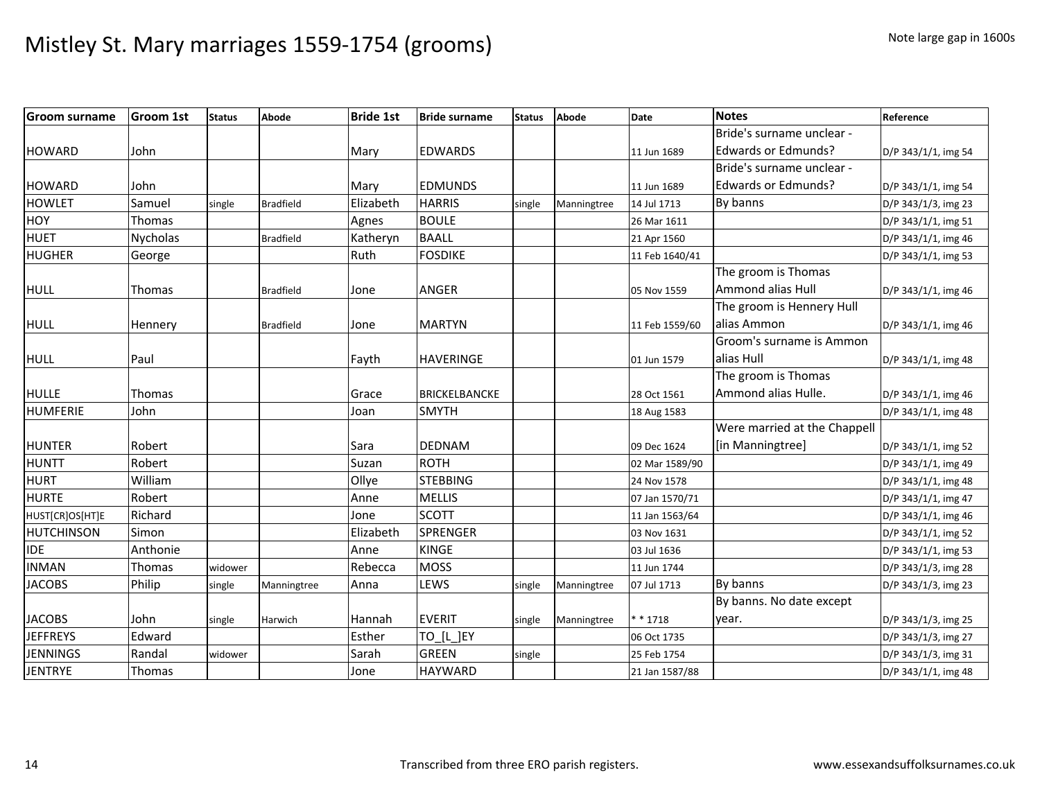# Mistley St. Mary marriages 1559-1754 (grooms)

Note large gap in 1600s

| Groom surname | Groom 1st | Status | Abode | Bride 1st | Bride surname | Status | Abode | Date | Notes | Reference |
|---|---|---|---|---|---|---|---|---|---|---|
| HOWARD | John | | | Mary | EDWARDS | | | 11 Jun 1689 | Bride's surname unclear - Edwards or Edmunds? | D/P 343/1/1, img 54 |
| HOWARD | John | | | Mary | EDMUNDS | | | 11 Jun 1689 | Bride's surname unclear - Edwards or Edmunds? | D/P 343/1/1, img 54 |
| HOWLET | Samuel | single | Bradfield | Elizabeth | HARRIS | single | Manningtree | 14 Jul 1713 | By banns | D/P 343/1/3, img 23 |
| HOY | Thomas | | | Agnes | BOULE | | | 26 Mar 1611 | | D/P 343/1/1, img 51 |
| HUET | Nycholas | | Bradfield | Katheryn | BAALL | | | 21 Apr 1560 | | D/P 343/1/1, img 46 |
| HUGHER | George | | | Ruth | FOSDIKE | | | 11 Feb 1640/41 | | D/P 343/1/1, img 53 |
| HULL | Thomas | | Bradfield | Jone | ANGER | | | 05 Nov 1559 | The groom is Thomas Ammond alias Hull | D/P 343/1/1, img 46 |
| HULL | Hennery | | Bradfield | Jone | MARTYN | | | 11 Feb 1559/60 | The groom is Hennery Hull alias Ammon | D/P 343/1/1, img 46 |
| HULL | Paul | | | Fayth | HAVERINGE | | | 01 Jun 1579 | Groom's surname is Ammon alias Hull | D/P 343/1/1, img 48 |
| HULLE | Thomas | | | Grace | BRICKELBANCKE | | | 28 Oct 1561 | The groom is Thomas Ammond alias Hulle. | D/P 343/1/1, img 46 |
| HUMFERIE | John | | | Joan | SMYTH | | | 18 Aug 1583 | | D/P 343/1/1, img 48 |
| HUNTER | Robert | | | Sara | DEDNAM | | | 09 Dec 1624 | Were married at the Chappell [in Manningtree] | D/P 343/1/1, img 52 |
| HUNTT | Robert | | | Suzan | ROTH | | | 02 Mar 1589/90 | | D/P 343/1/1, img 49 |
| HURT | William | | | Ollye | STEBBING | | | 24 Nov 1578 | | D/P 343/1/1, img 48 |
| HURTE | Robert | | | Anne | MELLIS | | | 07 Jan 1570/71 | | D/P 343/1/1, img 47 |
| HUST[CR]OS[HT]E | Richard | | | Jone | SCOTT | | | 11 Jan 1563/64 | | D/P 343/1/1, img 46 |
| HUTCHINSON | Simon | | | Elizabeth | SPRENGER | | | 03 Nov 1631 | | D/P 343/1/1, img 52 |
| IDE | Anthonie | | | Anne | KINGE | | | 03 Jul 1636 | | D/P 343/1/1, img 53 |
| INMAN | Thomas | widower | | Rebecca | MOSS | | | 11 Jun 1744 | | D/P 343/1/3, img 28 |
| JACOBS | Philip | single | Manningtree | Anna | LEWS | single | Manningtree | 07 Jul 1713 | By banns | D/P 343/1/3, img 23 |
| JACOBS | John | single | Harwich | Hannah | EVERIT | single | Manningtree | * * 1718 | By banns. No date except year. | D/P 343/1/3, img 25 |
| JEFFREYS | Edward | | | Esther | TO_[L_]EY | | | 06 Oct 1735 | | D/P 343/1/3, img 27 |
| JENNINGS | Randal | widower | | Sarah | GREEN | single | | 25 Feb 1754 | | D/P 343/1/3, img 31 |
| JENTRYE | Thomas | | | Jone | HAYWARD | | | 21 Jan 1587/88 | | D/P 343/1/1, img 48 |

Transcribed from three ERO parish registers. www.essexandsuffolksurnames.co.uk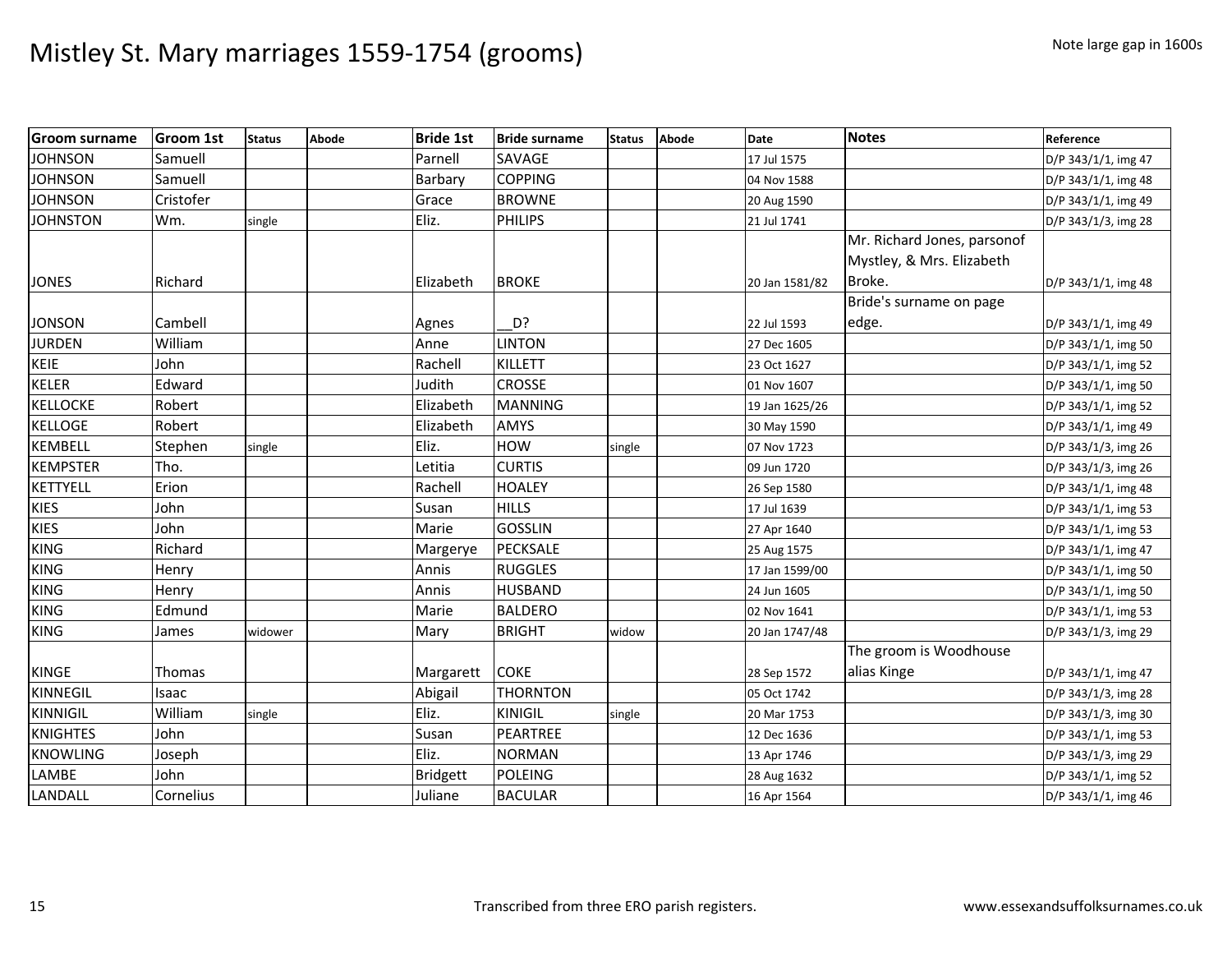# Mistley St. Mary marriages 1559-1754 (grooms)

Note large gap in 1600s

| Groom surname | Groom 1st | Status | Abode | Bride 1st | Bride surname | Status | Abode | Date | Notes | Reference |
|---|---|---|---|---|---|---|---|---|---|---|
| JOHNSON | Samuell | | | Parnell | SAVAGE | | | 17 Jul 1575 | | D/P 343/1/1, img 47 |
| JOHNSON | Samuell | | | Barbary | COPPING | | | 04 Nov 1588 | | D/P 343/1/1, img 48 |
| JOHNSON | Cristofer | | | Grace | BROWNE | | | 20 Aug 1590 | | D/P 343/1/1, img 49 |
| JOHNSTON | Wm. | single | | Eliz. | PHILIPS | | | 21 Jul 1741 | | D/P 343/1/3, img 28 |
| JONES | Richard | | | Elizabeth | BROKE | | | 20 Jan 1581/82 | Mr. Richard Jones, parsonof Mystley, & Mrs. Elizabeth Broke. | D/P 343/1/1, img 48 |
| JONSON | Cambell | | | Agnes | __D? | | | 22 Jul 1593 | Bride's surname on page edge. | D/P 343/1/1, img 49 |
| JURDEN | William | | | Anne | LINTON | | | 27 Dec 1605 | | D/P 343/1/1, img 50 |
| KEIE | John | | | Rachell | KILLETT | | | 23 Oct 1627 | | D/P 343/1/1, img 52 |
| KELER | Edward | | | Judith | CROSSE | | | 01 Nov 1607 | | D/P 343/1/1, img 50 |
| KELLOCKE | Robert | | | Elizabeth | MANNING | | | 19 Jan 1625/26 | | D/P 343/1/1, img 52 |
| KELLOGE | Robert | | | Elizabeth | AMYS | | | 30 May 1590 | | D/P 343/1/1, img 49 |
| KEMBELL | Stephen | single | | Eliz. | HOW | single | | 07 Nov 1723 | | D/P 343/1/3, img 26 |
| KEMPSTER | Tho. | | | Letitia | CURTIS | | | 09 Jun 1720 | | D/P 343/1/3, img 26 |
| KETTYELL | Erion | | | Rachell | HOALEY | | | 26 Sep 1580 | | D/P 343/1/1, img 48 |
| KIES | John | | | Susan | HILLS | | | 17 Jul 1639 | | D/P 343/1/1, img 53 |
| KIES | John | | | Marie | GOSSLIN | | | 27 Apr 1640 | | D/P 343/1/1, img 53 |
| KING | Richard | | | Margerye | PECKSALE | | | 25 Aug 1575 | | D/P 343/1/1, img 47 |
| KING | Henry | | | Annis | RUGGLES | | | 17 Jan 1599/00 | | D/P 343/1/1, img 50 |
| KING | Henry | | | Annis | HUSBAND | | | 24 Jun 1605 | | D/P 343/1/1, img 50 |
| KING | Edmund | | | Marie | BALDERO | | | 02 Nov 1641 | | D/P 343/1/1, img 53 |
| KING | James | widower | | Mary | BRIGHT | widow | | 20 Jan 1747/48 | | D/P 343/1/3, img 29 |
| KINGE | Thomas | | | Margarett | COKE | | | 28 Sep 1572 | The groom is Woodhouse alias Kinge | D/P 343/1/1, img 47 |
| KINNEGIL | Isaac | | | Abigail | THORNTON | | | 05 Oct 1742 | | D/P 343/1/3, img 28 |
| KINNIGIL | William | single | | Eliz. | KINIGIL | single | | 20 Mar 1753 | | D/P 343/1/3, img 30 |
| KNIGHTES | John | | | Susan | PEARTREE | | | 12 Dec 1636 | | D/P 343/1/1, img 53 |
| KNOWLING | Joseph | | | Eliz. | NORMAN | | | 13 Apr 1746 | | D/P 343/1/3, img 29 |
| LAMBE | John | | | Bridgett | POLEING | | | 28 Aug 1632 | | D/P 343/1/1, img 52 |
| LANDALL | Cornelius | | | Juliane | BACULAR | | | 16 Apr 1564 | | D/P 343/1/1, img 46 |

Transcribed from three ERO parish registers.

www.essexandsuffolksurnames.co.uk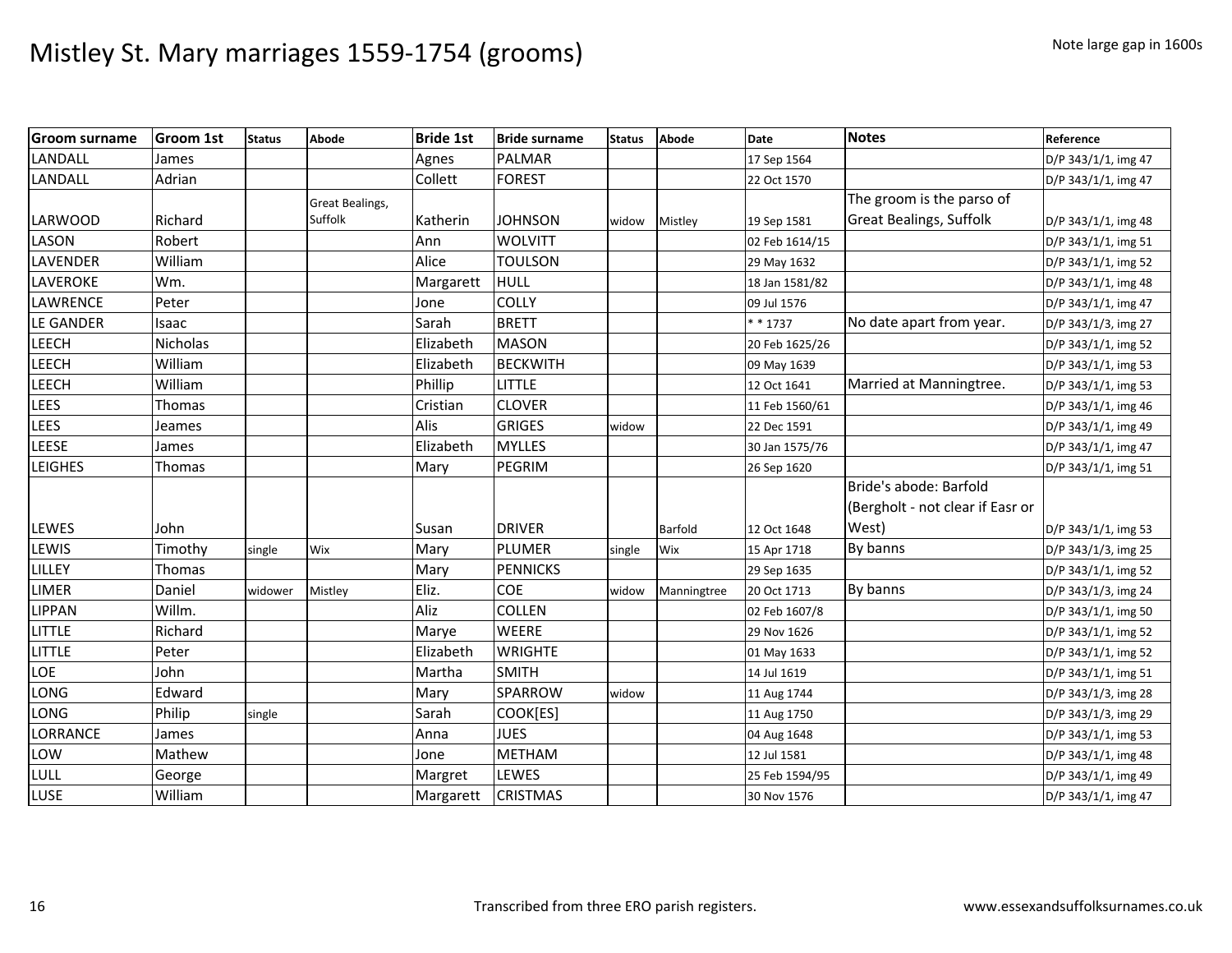# Mistley St. Mary marriages 1559-1754 (grooms)

Note large gap in 1600s

| Groom surname | Groom 1st | Status | Abode | Bride 1st | Bride surname | Status | Abode | Date | Notes | Reference |
|---|---|---|---|---|---|---|---|---|---|---|
| LANDALL | James | | | Agnes | PALMAR | | | 17 Sep 1564 | | D/P 343/1/1, img 47 |
| LANDALL | Adrian | | | Collett | FOREST | | | 22 Oct 1570 | | D/P 343/1/1, img 47 |
| LARWOOD | Richard | | Great Bealings, Suffolk | Katherin | JOHNSON | widow | Mistley | 19 Sep 1581 | The groom is the parso of Great Bealings, Suffolk | D/P 343/1/1, img 48 |
| LASON | Robert | | | Ann | WOLVITT | | | 02 Feb 1614/15 | | D/P 343/1/1, img 51 |
| LAVENDER | William | | | Alice | TOULSON | | | 29 May 1632 | | D/P 343/1/1, img 52 |
| LAVEROKE | Wm. | | | Margarett | HULL | | | 18 Jan 1581/82 | | D/P 343/1/1, img 48 |
| LAWRENCE | Peter | | | Jone | COLLY | | | 09 Jul 1576 | | D/P 343/1/1, img 47 |
| LE GANDER | Isaac | | | Sarah | BRETT | | | * * 1737 | No date apart from year. | D/P 343/1/3, img 27 |
| LEECH | Nicholas | | | Elizabeth | MASON | | | 20 Feb 1625/26 | | D/P 343/1/1, img 52 |
| LEECH | William | | | Elizabeth | BECKWITH | | | 09 May 1639 | | D/P 343/1/1, img 53 |
| LEECH | William | | | Phillip | LITTLE | | | 12 Oct 1641 | Married at Manningtree. | D/P 343/1/1, img 53 |
| LEES | Thomas | | | Cristian | CLOVER | | | 11 Feb 1560/61 | | D/P 343/1/1, img 46 |
| LEES | Jeames | | | Alis | GRIGES | widow | | 22 Dec 1591 | | D/P 343/1/1, img 49 |
| LEESE | James | | | Elizabeth | MYLLES | | | 30 Jan 1575/76 | | D/P 343/1/1, img 47 |
| LEIGHES | Thomas | | | Mary | PEGRIM | | | 26 Sep 1620 | | D/P 343/1/1, img 51 |
| LEWES | John | | | Susan | DRIVER | | Barfold | 12 Oct 1648 | Bride's abode: Barfold (Bergholt - not clear if Easr or West) | D/P 343/1/1, img 53 |
| LEWIS | Timothy | single | Wix | Mary | PLUMER | single | Wix | 15 Apr 1718 | By banns | D/P 343/1/3, img 25 |
| LILLEY | Thomas | | | Mary | PENNICKS | | | 29 Sep 1635 | | D/P 343/1/1, img 52 |
| LIMER | Daniel | widower | Mistley | Eliz. | COE | widow | Manningtree | 20 Oct 1713 | By banns | D/P 343/1/3, img 24 |
| LIPPAN | Willm. | | | Aliz | COLLEN | | | 02 Feb 1607/8 | | D/P 343/1/1, img 50 |
| LITTLE | Richard | | | Marye | WEERE | | | 29 Nov 1626 | | D/P 343/1/1, img 52 |
| LITTLE | Peter | | | Elizabeth | WRIGHTE | | | 01 May 1633 | | D/P 343/1/1, img 52 |
| LOE | John | | | Martha | SMITH | | | 14 Jul 1619 | | D/P 343/1/1, img 51 |
| LONG | Edward | | | Mary | SPARROW | widow | | 11 Aug 1744 | | D/P 343/1/3, img 28 |
| LONG | Philip | single | | Sarah | COOK[ES] | | | 11 Aug 1750 | | D/P 343/1/3, img 29 |
| LORRANCE | James | | | Anna | JUES | | | 04 Aug 1648 | | D/P 343/1/1, img 53 |
| LOW | Mathew | | | Jone | METHAM | | | 12 Jul 1581 | | D/P 343/1/1, img 48 |
| LULL | George | | | Margret | LEWES | | | 25 Feb 1594/95 | | D/P 343/1/1, img 49 |
| LUSE | William | | | Margarett | CRISTMAS | | | 30 Nov 1576 | | D/P 343/1/1, img 47 |

Transcribed from three ERO parish registers.

www.essexandsuffolksurnames.co.uk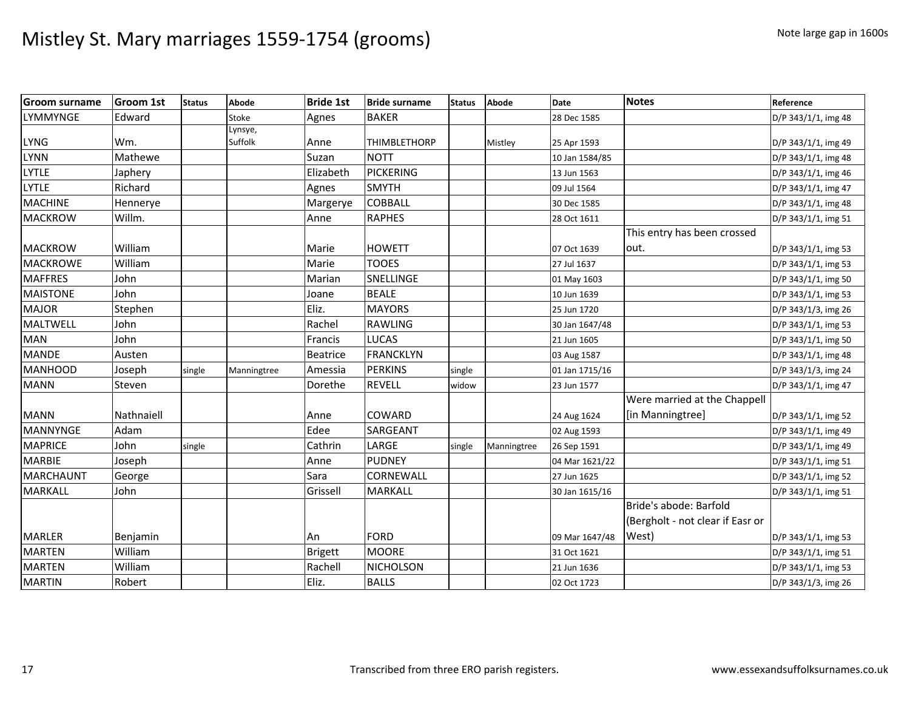# Mistley St. Mary marriages 1559-1754 (grooms)

Note large gap in 1600s

| Groom surname | Groom 1st | Status | Abode | Bride 1st | Bride surname | Status | Abode | Date | Notes | Reference |
|---|---|---|---|---|---|---|---|---|---|---|
| LYMMYNGE | Edward | | Stoke | Agnes | BAKER | | | 28 Dec 1585 | | D/P 343/1/1, img 48 |
| LYNG | Wm. | | Lynsye, Suffolk | Anne | THIMBLETHORP | | Mistley | 25 Apr 1593 | | D/P 343/1/1, img 49 |
| LYNN | Mathewe | | | Suzan | NOTT | | | 10 Jan 1584/85 | | D/P 343/1/1, img 48 |
| LYTLE | Japhery | | | Elizabeth | PICKERING | | | 13 Jun 1563 | | D/P 343/1/1, img 46 |
| LYTLE | Richard | | | Agnes | SMYTH | | | 09 Jul 1564 | | D/P 343/1/1, img 47 |
| MACHINE | Hennerye | | | Margerye | COBBALL | | | 30 Dec 1585 | | D/P 343/1/1, img 48 |
| MACKROW | Willm. | | | Anne | RAPHES | | | 28 Oct 1611 | | D/P 343/1/1, img 51 |
| MACKROW | William | | | Marie | HOWETT | | | 07 Oct 1639 | This entry has been crossed out. | D/P 343/1/1, img 53 |
| MACKROWE | William | | | Marie | TOOES | | | 27 Jul 1637 | | D/P 343/1/1, img 53 |
| MAFFRES | John | | | Marian | SNELLINGE | | | 01 May 1603 | | D/P 343/1/1, img 50 |
| MAISTONE | John | | | Joane | BEALE | | | 10 Jun 1639 | | D/P 343/1/1, img 53 |
| MAJOR | Stephen | | | Eliz. | MAYORS | | | 25 Jun 1720 | | D/P 343/1/3, img 26 |
| MALTWELL | John | | | Rachel | RAWLING | | | 30 Jan 1647/48 | | D/P 343/1/1, img 53 |
| MAN | John | | | Francis | LUCAS | | | 21 Jun 1605 | | D/P 343/1/1, img 50 |
| MANDE | Austen | | | Beatrice | FRANCKLYN | | | 03 Aug 1587 | | D/P 343/1/1, img 48 |
| MANHOOD | Joseph | single | Manningtree | Amessia | PERKINS | single | | 01 Jan 1715/16 | | D/P 343/1/3, img 24 |
| MANN | Steven | | | Dorethe | REVELL | widow | | 23 Jun 1577 | | D/P 343/1/1, img 47 |
| MANN | Nathnaiell | | | Anne | COWARD | | | 24 Aug 1624 | Were married at the Chappell [in Manningtree] | D/P 343/1/1, img 52 |
| MANNYNGE | Adam | | | Edee | SARGEANT | | | 02 Aug 1593 | | D/P 343/1/1, img 49 |
| MAPRICE | John | single | | Cathrin | LARGE | single | Manningtree | 26 Sep 1591 | | D/P 343/1/1, img 49 |
| MARBIE | Joseph | | | Anne | PUDNEY | | | 04 Mar 1621/22 | | D/P 343/1/1, img 51 |
| MARCHAUNT | George | | | Sara | CORNEWALL | | | 27 Jun 1625 | | D/P 343/1/1, img 52 |
| MARKALL | John | | | Grissell | MARKALL | | | 30 Jan 1615/16 | | D/P 343/1/1, img 51 |
| MARLER | Benjamin | | | An | FORD | | | 09 Mar 1647/48 | Bride's abode: Barfold (Bergholt - not clear if Easr or West) | D/P 343/1/1, img 53 |
| MARTEN | William | | | Brigett | MOORE | | | 31 Oct 1621 | | D/P 343/1/1, img 51 |
| MARTEN | William | | | Rachell | NICHOLSON | | | 21 Jun 1636 | | D/P 343/1/1, img 53 |
| MARTIN | Robert | | | Eliz. | BALLS | | | 02 Oct 1723 | | D/P 343/1/3, img 26 |

Transcribed from three ERO parish registers. www.essexandsuffolksurnames.co.uk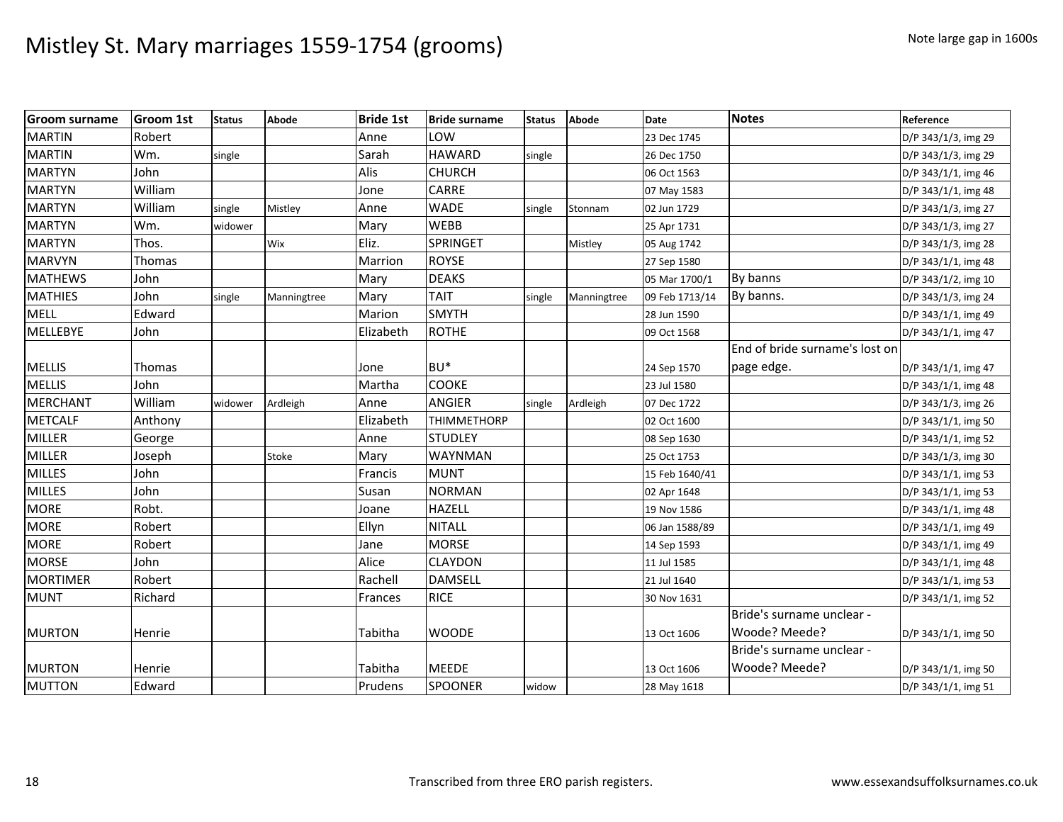# Mistley St. Mary marriages 1559-1754 (grooms)

Note large gap in 1600s

| Groom surname | Groom 1st | Status | Abode | Bride 1st | Bride surname | Status | Abode | Date | Notes | Reference |
|---|---|---|---|---|---|---|---|---|---|---|
| MARTIN | Robert | | | Anne | LOW | | | 23 Dec 1745 | | D/P 343/1/3, img 29 |
| MARTIN | Wm. | single | | Sarah | HAWARD | single | | 26 Dec 1750 | | D/P 343/1/3, img 29 |
| MARTYN | John | | | Alis | CHURCH | | | 06 Oct 1563 | | D/P 343/1/1, img 46 |
| MARTYN | William | | | Jone | CARRE | | | 07 May 1583 | | D/P 343/1/1, img 48 |
| MARTYN | William | single | Mistley | Anne | WADE | single | Stonnam | 02 Jun 1729 | | D/P 343/1/3, img 27 |
| MARTYN | Wm. | widower | | Mary | WEBB | | | 25 Apr 1731 | | D/P 343/1/3, img 27 |
| MARTYN | Thos. | | Wix | Eliz. | SPRINGET | | Mistley | 05 Aug 1742 | | D/P 343/1/3, img 28 |
| MARVYN | Thomas | | | Marrion | ROYSE | | | 27 Sep 1580 | | D/P 343/1/1, img 48 |
| MATHEWS | John | | | Mary | DEAKS | | | 05 Mar 1700/1 | By banns | D/P 343/1/2, img 10 |
| MATHIES | John | single | Manningtree | Mary | TAIT | single | Manningtree | 09 Feb 1713/14 | By banns. | D/P 343/1/3, img 24 |
| MELL | Edward | | | Marion | SMYTH | | | 28 Jun 1590 | | D/P 343/1/1, img 49 |
| MELLEBYE | John | | | Elizabeth | ROTHE | | | 09 Oct 1568 | | D/P 343/1/1, img 47 |
| MELLIS | Thomas | | | Jone | BU* | | | 24 Sep 1570 | End of bride surname's lost on page edge. | D/P 343/1/1, img 47 |
| MELLIS | John | | | Martha | COOKE | | | 23 Jul 1580 | | D/P 343/1/1, img 48 |
| MERCHANT | William | widower | Ardleigh | Anne | ANGIER | single | Ardleigh | 07 Dec 1722 | | D/P 343/1/3, img 26 |
| METCALF | Anthony | | | Elizabeth | THIMMETHORP | | | 02 Oct 1600 | | D/P 343/1/1, img 50 |
| MILLER | George | | | Anne | STUDLEY | | | 08 Sep 1630 | | D/P 343/1/1, img 52 |
| MILLER | Joseph | | Stoke | Mary | WAYNMAN | | | 25 Oct 1753 | | D/P 343/1/3, img 30 |
| MILLES | John | | | Francis | MUNT | | | 15 Feb 1640/41 | | D/P 343/1/1, img 53 |
| MILLES | John | | | Susan | NORMAN | | | 02 Apr 1648 | | D/P 343/1/1, img 53 |
| MORE | Robt. | | | Joane | HAZELL | | | 19 Nov 1586 | | D/P 343/1/1, img 48 |
| MORE | Robert | | | Ellyn | NITALL | | | 06 Jan 1588/89 | | D/P 343/1/1, img 49 |
| MORE | Robert | | | Jane | MORSE | | | 14 Sep 1593 | | D/P 343/1/1, img 49 |
| MORSE | John | | | Alice | CLAYDON | | | 11 Jul 1585 | | D/P 343/1/1, img 48 |
| MORTIMER | Robert | | | Rachell | DAMSELL | | | 21 Jul 1640 | | D/P 343/1/1, img 53 |
| MUNT | Richard | | | Frances | RICE | | | 30 Nov 1631 | | D/P 343/1/1, img 52 |
| MURTON | Henrie | | | Tabitha | WOODE | | | 13 Oct 1606 | Bride's surname unclear - Woode? Meede? | D/P 343/1/1, img 50 |
| MURTON | Henrie | | | Tabitha | MEEDE | | | 13 Oct 1606 | Bride's surname unclear - Woode? Meede? | D/P 343/1/1, img 50 |
| MUTTON | Edward | | | Prudens | SPOONER | widow | | 28 May 1618 | | D/P 343/1/1, img 51 |

Transcribed from three ERO parish registers.

www.essexandsuffolksurnames.co.uk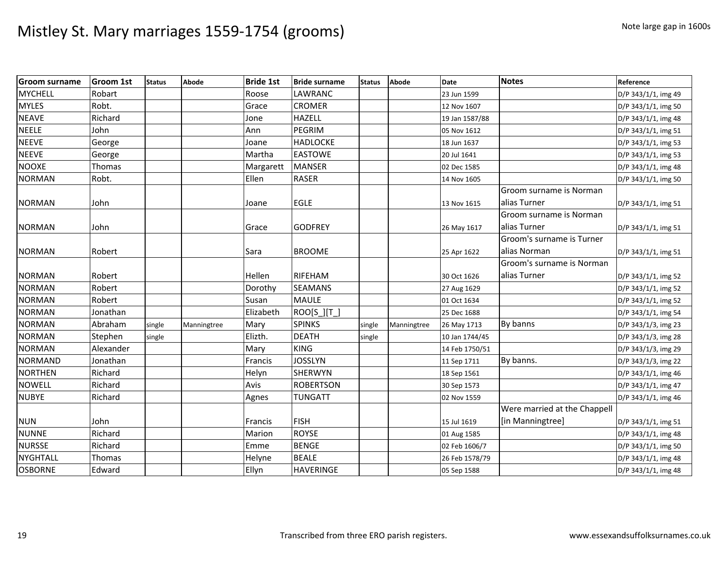# Mistley St. Mary marriages 1559-1754 (grooms)

Note large gap in 1600s

| Groom surname | Groom 1st | Status | Abode | Bride 1st | Bride surname | Status | Abode | Date | Notes | Reference |
|---|---|---|---|---|---|---|---|---|---|---|
| MYCHELL | Robart | | | Roose | LAWRANC | | | 23 Jun 1599 | | D/P 343/1/1, img 49 |
| MYLES | Robt. | | | Grace | CROMER | | | 12 Nov 1607 | | D/P 343/1/1, img 50 |
| NEAVE | Richard | | | Jone | HAZELL | | | 19 Jan 1587/88 | | D/P 343/1/1, img 48 |
| NEELE | John | | | Ann | PEGRIM | | | 05 Nov 1612 | | D/P 343/1/1, img 51 |
| NEEVE | George | | | Joane | HADLOCKE | | | 18 Jun 1637 | | D/P 343/1/1, img 53 |
| NEEVE | George | | | Martha | EASTOWE | | | 20 Jul 1641 | | D/P 343/1/1, img 53 |
| NOOXE | Thomas | | | Margarett | MANSER | | | 02 Dec 1585 | | D/P 343/1/1, img 48 |
| NORMAN | Robt. | | | Ellen | RASER | | | 14 Nov 1605 | | D/P 343/1/1, img 50 |
| NORMAN | John | | | Joane | EGLE | | | 13 Nov 1615 | Groom surname is Norman alias Turner | D/P 343/1/1, img 51 |
| NORMAN | John | | | Grace | GODFREY | | | 26 May 1617 | Groom surname is Norman alias Turner | D/P 343/1/1, img 51 |
| NORMAN | Robert | | | Sara | BROOME | | | 25 Apr 1622 | Groom's surname is Turner alias Norman | D/P 343/1/1, img 51 |
| NORMAN | Robert | | | Hellen | RIFEHAM | | | 30 Oct 1626 | Groom's surname is Norman alias Turner | D/P 343/1/1, img 52 |
| NORMAN | Robert | | | Dorothy | SEAMANS | | | 27 Aug 1629 | | D/P 343/1/1, img 52 |
| NORMAN | Robert | | | Susan | MAULE | | | 01 Oct 1634 | | D/P 343/1/1, img 52 |
| NORMAN | Jonathan | | | Elizabeth | ROO[S_][T_] | | | 25 Dec 1688 | | D/P 343/1/1, img 54 |
| NORMAN | Abraham | single | Manningtree | Mary | SPINKS | single | Manningtree | 26 May 1713 | By banns | D/P 343/1/3, img 23 |
| NORMAN | Stephen | single | | Elizth. | DEATH | single | | 10 Jan 1744/45 | | D/P 343/1/3, img 28 |
| NORMAN | Alexander | | | Mary | KING | | | 14 Feb 1750/51 | | D/P 343/1/3, img 29 |
| NORMAND | Jonathan | | | Francis | JOSSLYN | | | 11 Sep 1711 | By banns. | D/P 343/1/3, img 22 |
| NORTHEN | Richard | | | Helyn | SHERWYN | | | 18 Sep 1561 | | D/P 343/1/1, img 46 |
| NOWELL | Richard | | | Avis | ROBERTSON | | | 30 Sep 1573 | | D/P 343/1/1, img 47 |
| NUBYE | Richard | | | Agnes | TUNGATT | | | 02 Nov 1559 | | D/P 343/1/1, img 46 |
| NUN | John | | | Francis | FISH | | | 15 Jul 1619 | Were married at the Chappell [in Manningtree] | D/P 343/1/1, img 51 |
| NUNNE | Richard | | | Marion | ROYSE | | | 01 Aug 1585 | | D/P 343/1/1, img 48 |
| NURSSE | Richard | | | Emme | BENGE | | | 02 Feb 1606/7 | | D/P 343/1/1, img 50 |
| NYGHTALL | Thomas | | | Helyne | BEALE | | | 26 Feb 1578/79 | | D/P 343/1/1, img 48 |
| OSBORNE | Edward | | | Ellyn | HAVERINGE | | | 05 Sep 1588 | | D/P 343/1/1, img 48 |

Transcribed from three ERO parish registers. www.essexandsuffolksurnames.co.uk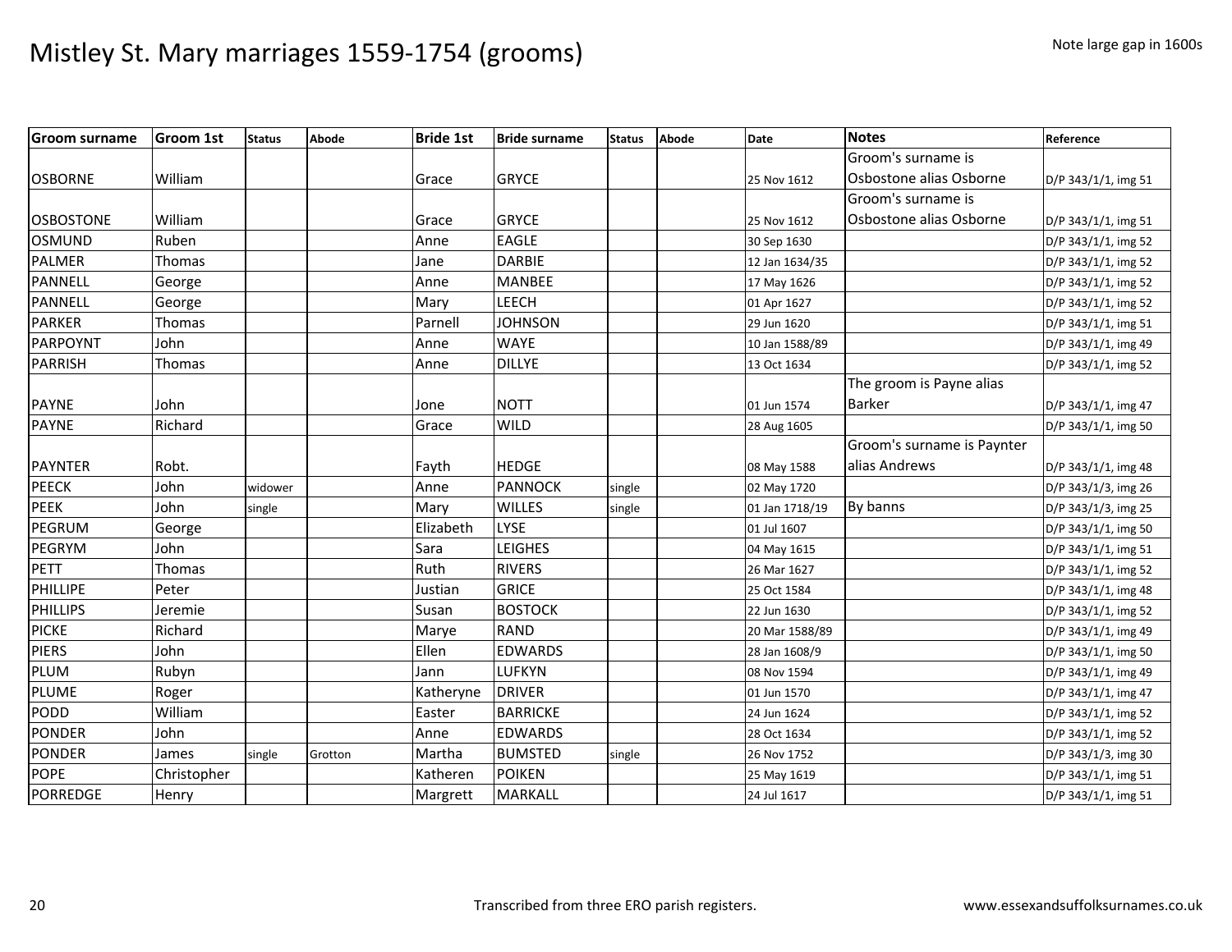# Mistley St. Mary marriages 1559-1754 (grooms)

Note large gap in 1600s

| Groom surname | Groom 1st | Status | Abode | Bride 1st | Bride surname | Status | Abode | Date | Notes | Reference |
|---|---|---|---|---|---|---|---|---|---|---|
| OSBORNE | William | | | Grace | GRYCE | | | 25 Nov 1612 | Groom's surname is Osbostone alias Osborne | D/P 343/1/1, img 51 |
| OSBOSTONE | William | | | Grace | GRYCE | | | 25 Nov 1612 | Groom's surname is Osbostone alias Osborne | D/P 343/1/1, img 51 |
| OSMUND | Ruben | | | Anne | EAGLE | | | 30 Sep 1630 | | D/P 343/1/1, img 52 |
| PALMER | Thomas | | | Jane | DARBIE | | | 12 Jan 1634/35 | | D/P 343/1/1, img 52 |
| PANNELL | George | | | Anne | MANBEE | | | 17 May 1626 | | D/P 343/1/1, img 52 |
| PANNELL | George | | | Mary | LEECH | | | 01 Apr 1627 | | D/P 343/1/1, img 52 |
| PARKER | Thomas | | | Parnell | JOHNSON | | | 29 Jun 1620 | | D/P 343/1/1, img 51 |
| PARPOYNT | John | | | Anne | WAYE | | | 10 Jan 1588/89 | | D/P 343/1/1, img 49 |
| PARRISH | Thomas | | | Anne | DILLYE | | | 13 Oct 1634 | | D/P 343/1/1, img 52 |
| PAYNE | John | | | Jone | NOTT | | | 01 Jun 1574 | The groom is Payne alias Barker | D/P 343/1/1, img 47 |
| PAYNE | Richard | | | Grace | WILD | | | 28 Aug 1605 | | D/P 343/1/1, img 50 |
| PAYNTER | Robt. | | | Fayth | HEDGE | | | 08 May 1588 | Groom's surname is Paynter alias Andrews | D/P 343/1/1, img 48 |
| PEECK | John | widower | | Anne | PANNOCK | single | | 02 May 1720 | | D/P 343/1/3, img 26 |
| PEEK | John | single | | Mary | WILLES | single | | 01 Jan 1718/19 | By banns | D/P 343/1/3, img 25 |
| PEGRUM | George | | | Elizabeth | LYSE | | | 01 Jul 1607 | | D/P 343/1/1, img 50 |
| PEGRYM | John | | | Sara | LEIGHES | | | 04 May 1615 | | D/P 343/1/1, img 51 |
| PETT | Thomas | | | Ruth | RIVERS | | | 26 Mar 1627 | | D/P 343/1/1, img 52 |
| PHILLIPE | Peter | | | Justian | GRICE | | | 25 Oct 1584 | | D/P 343/1/1, img 48 |
| PHILLIPS | Jeremie | | | Susan | BOSTOCK | | | 22 Jun 1630 | | D/P 343/1/1, img 52 |
| PICKE | Richard | | | Marye | RAND | | | 20 Mar 1588/89 | | D/P 343/1/1, img 49 |
| PIERS | John | | | Ellen | EDWARDS | | | 28 Jan 1608/9 | | D/P 343/1/1, img 50 |
| PLUM | Rubyn | | | Jann | LUFKYN | | | 08 Nov 1594 | | D/P 343/1/1, img 49 |
| PLUME | Roger | | | Katheryne | DRIVER | | | 01 Jun 1570 | | D/P 343/1/1, img 47 |
| PODD | William | | | Easter | BARRICKE | | | 24 Jun 1624 | | D/P 343/1/1, img 52 |
| PONDER | John | | | Anne | EDWARDS | | | 28 Oct 1634 | | D/P 343/1/1, img 52 |
| PONDER | James | single | Grotton | Martha | BUMSTED | single | | 26 Nov 1752 | | D/P 343/1/3, img 30 |
| POPE | Christopher | | | Katheren | POIKEN | | | 25 May 1619 | | D/P 343/1/1, img 51 |
| PORREDGE | Henry | | | Margrett | MARKALL | | | 24 Jul 1617 | | D/P 343/1/1, img 51 |

Transcribed from three ERO parish registers.

www.essexandsuffolksurnames.co.uk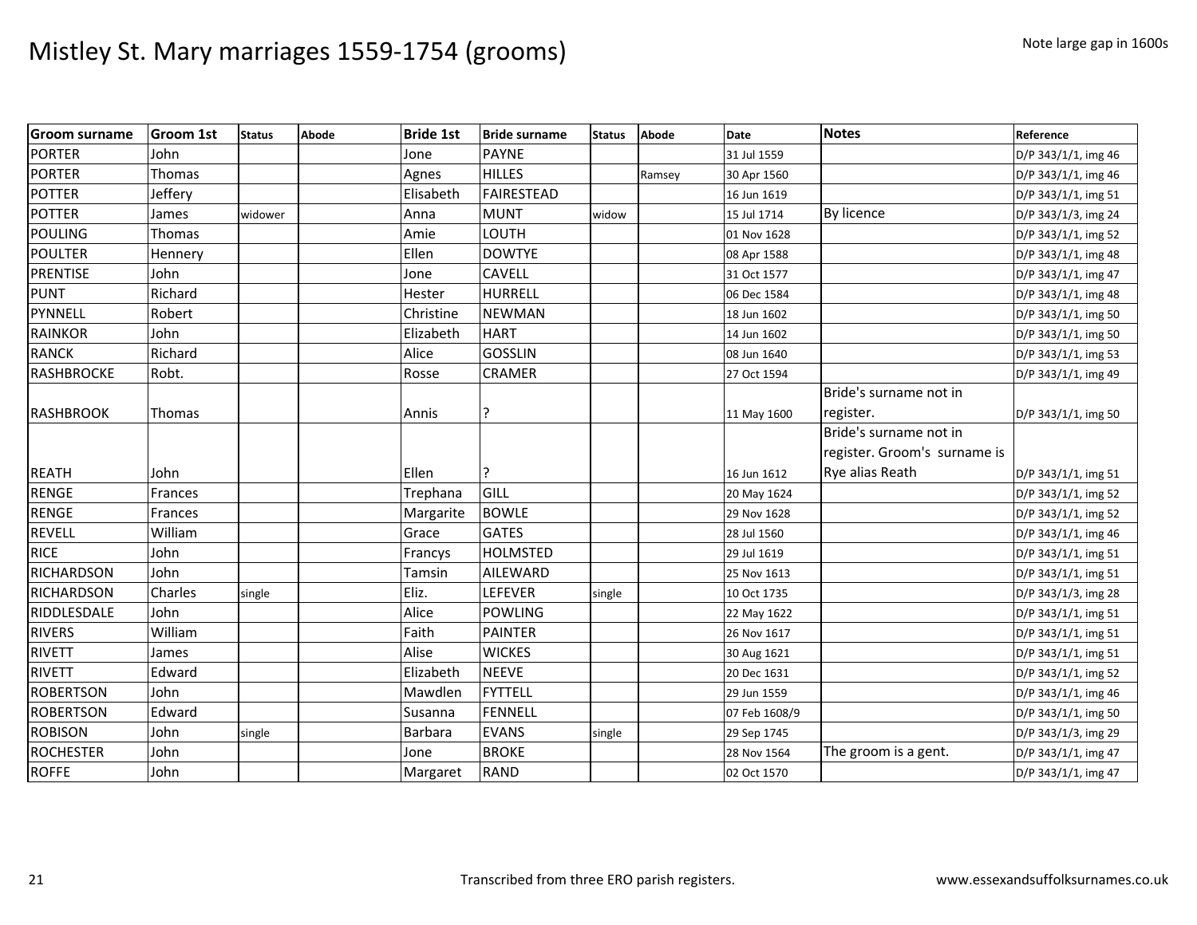# Mistley St. Mary marriages 1559-1754 (grooms)

Note large gap in 1600s

| Groom surname | Groom 1st | Status | Abode | Bride 1st | Bride surname | Status | Abode | Date | Notes | Reference |
|---|---|---|---|---|---|---|---|---|---|---|
| PORTER | John | | | Jone | PAYNE | | | 31 Jul 1559 | | D/P 343/1/1, img 46 |
| PORTER | Thomas | | | Agnes | HILLES | | Ramsey | 30 Apr 1560 | | D/P 343/1/1, img 46 |
| POTTER | Jeffery | | | Elisabeth | FAIRESTEAD | | | 16 Jun 1619 | | D/P 343/1/1, img 51 |
| POTTER | James | widower | | Anna | MUNT | widow | | 15 Jul 1714 | By licence | D/P 343/1/3, img 24 |
| POULING | Thomas | | | Amie | LOUTH | | | 01 Nov 1628 | | D/P 343/1/1, img 52 |
| POULTER | Hennery | | | Ellen | DOWTYE | | | 08 Apr 1588 | | D/P 343/1/1, img 48 |
| PRENTISE | John | | | Jone | CAVELL | | | 31 Oct 1577 | | D/P 343/1/1, img 47 |
| PUNT | Richard | | | Hester | HURRELL | | | 06 Dec 1584 | | D/P 343/1/1, img 48 |
| PYNNELL | Robert | | | Christine | NEWMAN | | | 18 Jun 1602 | | D/P 343/1/1, img 50 |
| RAINKOR | John | | | Elizabeth | HART | | | 14 Jun 1602 | | D/P 343/1/1, img 50 |
| RANCK | Richard | | | Alice | GOSSLIN | | | 08 Jun 1640 | | D/P 343/1/1, img 53 |
| RASHBROCKE | Robt. | | | Rosse | CRAMER | | | 27 Oct 1594 | | D/P 343/1/1, img 49 |
| RASHBROOK | Thomas | | | Annis | ? | | | 11 May 1600 | Bride's surname not in register. | D/P 343/1/1, img 50 |
| REATH | John | | | Ellen | ? | | | 16 Jun 1612 | Bride's surname not in register. Groom's surname is Rye alias Reath | D/P 343/1/1, img 51 |
| RENGE | Frances | | | Trephana | GILL | | | 20 May 1624 | | D/P 343/1/1, img 52 |
| RENGE | Frances | | | Margarite | BOWLE | | | 29 Nov 1628 | | D/P 343/1/1, img 52 |
| REVELL | William | | | Grace | GATES | | | 28 Jul 1560 | | D/P 343/1/1, img 46 |
| RICE | John | | | Francys | HOLMSTED | | | 29 Jul 1619 | | D/P 343/1/1, img 51 |
| RICHARDSON | John | | | Tamsin | AILEWARD | | | 25 Nov 1613 | | D/P 343/1/1, img 51 |
| RICHARDSON | Charles | single | | Eliz. | LEFEVER | single | | 10 Oct 1735 | | D/P 343/1/3, img 28 |
| RIDDLESDALE | John | | | Alice | POWLING | | | 22 May 1622 | | D/P 343/1/1, img 51 |
| RIVERS | William | | | Faith | PAINTER | | | 26 Nov 1617 | | D/P 343/1/1, img 51 |
| RIVETT | James | | | Alise | WICKES | | | 30 Aug 1621 | | D/P 343/1/1, img 51 |
| RIVETT | Edward | | | Elizabeth | NEEVE | | | 20 Dec 1631 | | D/P 343/1/1, img 52 |
| ROBERTSON | John | | | Mawdlen | FYTTELL | | | 29 Jun 1559 | | D/P 343/1/1, img 46 |
| ROBERTSON | Edward | | | Susanna | FENNELL | | | 07 Feb 1608/9 | | D/P 343/1/1, img 50 |
| ROBISON | John | single | | Barbara | EVANS | single | | 29 Sep 1745 | | D/P 343/1/3, img 29 |
| ROCHESTER | John | | | Jone | BROKE | | | 28 Nov 1564 | The groom is a gent. | D/P 343/1/1, img 47 |
| ROFFE | John | | | Margaret | RAND | | | 02 Oct 1570 | | D/P 343/1/1, img 47 |

Transcribed from three ERO parish registers.

www.essexandsuffolksurnames.co.uk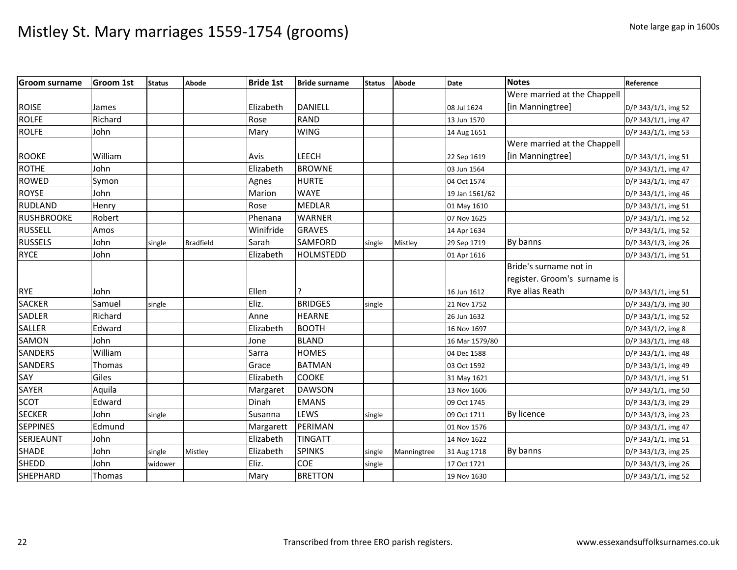# Mistley St. Mary marriages 1559-1754 (grooms)

Note large gap in 1600s

| Groom surname | Groom 1st | Status | Abode | Bride 1st | Bride surname | Status | Abode | Date | Notes | Reference |
|---|---|---|---|---|---|---|---|---|---|---|
| ROISE | James | | | Elizabeth | DANIELL | | | 08 Jul 1624 | Were married at the Chappell [in Manningtree] | D/P 343/1/1, img 52 |
| ROLFE | Richard | | | Rose | RAND | | | 13 Jun 1570 | | D/P 343/1/1, img 47 |
| ROLFE | John | | | Mary | WING | | | 14 Aug 1651 | | D/P 343/1/1, img 53 |
| ROOKE | William | | | Avis | LEECH | | | 22 Sep 1619 | Were married at the Chappell [in Manningtree] | D/P 343/1/1, img 51 |
| ROTHE | John | | | Elizabeth | BROWNE | | | 03 Jun 1564 | | D/P 343/1/1, img 47 |
| ROWED | Symon | | | Agnes | HURTE | | | 04 Oct 1574 | | D/P 343/1/1, img 47 |
| ROYSE | John | | | Marion | WAYE | | | 19 Jan 1561/62 | | D/P 343/1/1, img 46 |
| RUDLAND | Henry | | | Rose | MEDLAR | | | 01 May 1610 | | D/P 343/1/1, img 51 |
| RUSHBROOKE | Robert | | | Phenana | WARNER | | | 07 Nov 1625 | | D/P 343/1/1, img 52 |
| RUSSELL | Amos | | | Winifride | GRAVES | | | 14 Apr 1634 | | D/P 343/1/1, img 52 |
| RUSSELS | John | single | Bradfield | Sarah | SAMFORD | single | Mistley | 29 Sep 1719 | By banns | D/P 343/1/3, img 26 |
| RYCE | John | | | Elizabeth | HOLMSTEDD | | | 01 Apr 1616 | | D/P 343/1/1, img 51 |
| RYE | John | | | Ellen | ? | | | 16 Jun 1612 | Bride's surname not in register. Groom's surname is Rye alias Reath | D/P 343/1/1, img 51 |
| SACKER | Samuel | single | | Eliz. | BRIDGES | single | | 21 Nov 1752 | | D/P 343/1/3, img 30 |
| SADLER | Richard | | | Anne | HEARNE | | | 26 Jun 1632 | | D/P 343/1/1, img 52 |
| SALLER | Edward | | | Elizabeth | BOOTH | | | 16 Nov 1697 | | D/P 343/1/2, img 8 |
| SAMON | John | | | Jone | BLAND | | | 16 Mar 1579/80 | | D/P 343/1/1, img 48 |
| SANDERS | William | | | Sarra | HOMES | | | 04 Dec 1588 | | D/P 343/1/1, img 48 |
| SANDERS | Thomas | | | Grace | BATMAN | | | 03 Oct 1592 | | D/P 343/1/1, img 49 |
| SAY | Giles | | | Elizabeth | COOKE | | | 31 May 1621 | | D/P 343/1/1, img 51 |
| SAYER | Aquila | | | Margaret | DAWSON | | | 13 Nov 1606 | | D/P 343/1/1, img 50 |
| SCOT | Edward | | | Dinah | EMANS | | | 09 Oct 1745 | | D/P 343/1/3, img 29 |
| SECKER | John | single | | Susanna | LEWS | single | | 09 Oct 1711 | By licence | D/P 343/1/3, img 23 |
| SEPPINES | Edmund | | | Margarett | PERIMAN | | | 01 Nov 1576 | | D/P 343/1/1, img 47 |
| SERJEAUNT | John | | | Elizabeth | TINGATT | | | 14 Nov 1622 | | D/P 343/1/1, img 51 |
| SHADE | John | single | Mistley | Elizabeth | SPINKS | single | Manningtree | 31 Aug 1718 | By banns | D/P 343/1/3, img 25 |
| SHEDD | John | widower | | Eliz. | COE | single | | 17 Oct 1721 | | D/P 343/1/3, img 26 |
| SHEPHARD | Thomas | | | Mary | BRETTON | | | 19 Nov 1630 | | D/P 343/1/1, img 52 |

Transcribed from three ERO parish registers.

www.essexandsuffolksurnames.co.uk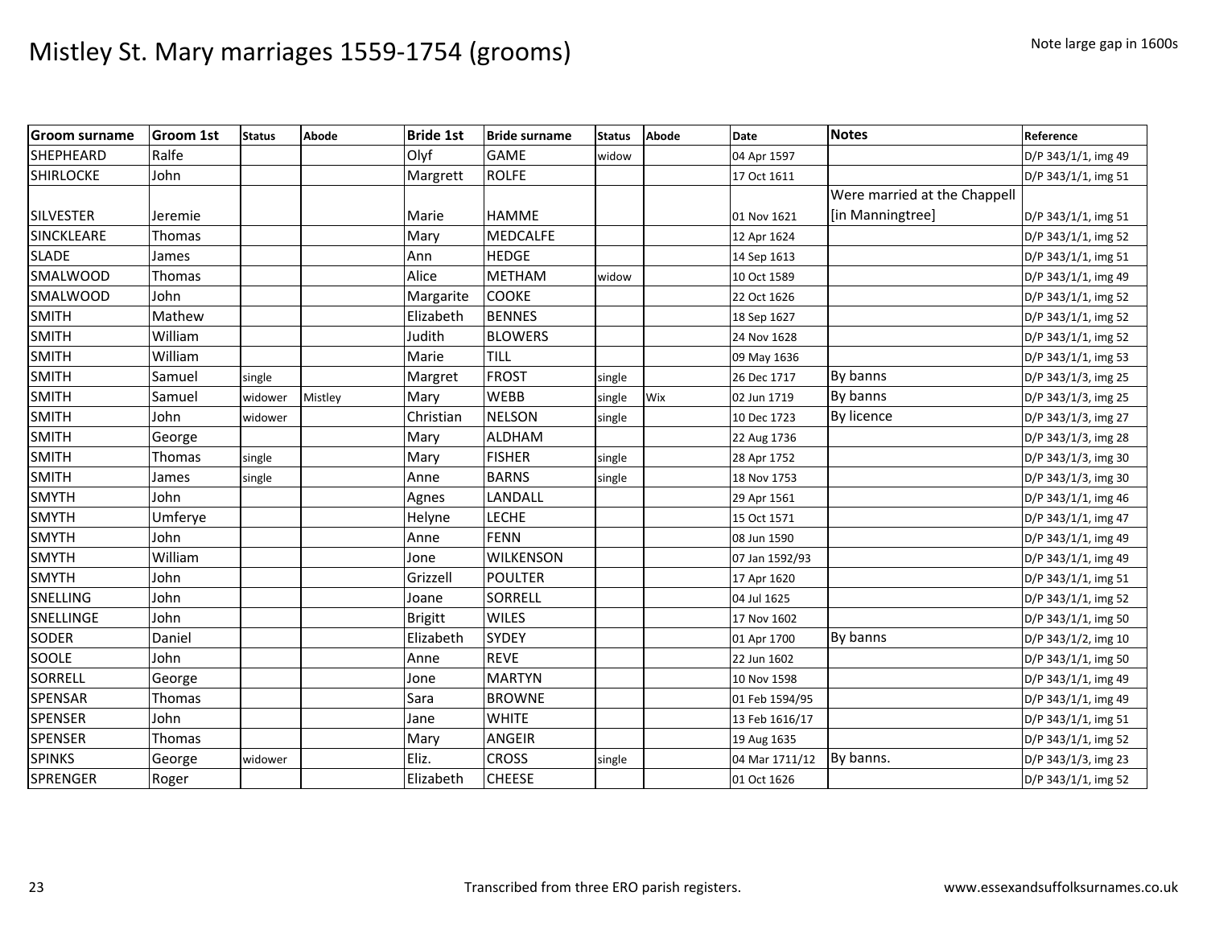# Mistley St. Mary marriages 1559-1754 (grooms)

Note large gap in 1600s

| Groom surname | Groom 1st | Status | Abode | Bride 1st | Bride surname | Status | Abode | Date | Notes | Reference |
|---|---|---|---|---|---|---|---|---|---|---|
| SHEPHEARD | Ralfe | | | Olyf | GAME | widow | | 04 Apr 1597 | | D/P 343/1/1, img 49 |
| SHIRLOCKE | John | | | Margrett | ROLFE | | | 17 Oct 1611 | | D/P 343/1/1, img 51 |
| SILVESTER | Jeremie | | | Marie | HAMME | | | 01 Nov 1621 | Were married at the Chappell [in Manningtree] | D/P 343/1/1, img 51 |
| SINCKLEARE | Thomas | | | Mary | MEDCALFE | | | 12 Apr 1624 | | D/P 343/1/1, img 52 |
| SLADE | James | | | Ann | HEDGE | | | 14 Sep 1613 | | D/P 343/1/1, img 51 |
| SMALWOOD | Thomas | | | Alice | METHAM | widow | | 10 Oct 1589 | | D/P 343/1/1, img 49 |
| SMALWOOD | John | | | Margarite | COOKE | | | 22 Oct 1626 | | D/P 343/1/1, img 52 |
| SMITH | Mathew | | | Elizabeth | BENNES | | | 18 Sep 1627 | | D/P 343/1/1, img 52 |
| SMITH | William | | | Judith | BLOWERS | | | 24 Nov 1628 | | D/P 343/1/1, img 52 |
| SMITH | William | | | Marie | TILL | | | 09 May 1636 | | D/P 343/1/1, img 53 |
| SMITH | Samuel | single | | Margret | FROST | single | | 26 Dec 1717 | By banns | D/P 343/1/3, img 25 |
| SMITH | Samuel | widower | Mistley | Mary | WEBB | single | Wix | 02 Jun 1719 | By banns | D/P 343/1/3, img 25 |
| SMITH | John | widower | | Christian | NELSON | single | | 10 Dec 1723 | By licence | D/P 343/1/3, img 27 |
| SMITH | George | | | Mary | ALDHAM | | | 22 Aug 1736 | | D/P 343/1/3, img 28 |
| SMITH | Thomas | single | | Mary | FISHER | single | | 28 Apr 1752 | | D/P 343/1/3, img 30 |
| SMITH | James | single | | Anne | BARNS | single | | 18 Nov 1753 | | D/P 343/1/3, img 30 |
| SMYTH | John | | | Agnes | LANDALL | | | 29 Apr 1561 | | D/P 343/1/1, img 46 |
| SMYTH | Umferye | | | Helyne | LECHE | | | 15 Oct 1571 | | D/P 343/1/1, img 47 |
| SMYTH | John | | | Anne | FENN | | | 08 Jun 1590 | | D/P 343/1/1, img 49 |
| SMYTH | William | | | Jone | WILKENSON | | | 07 Jan 1592/93 | | D/P 343/1/1, img 49 |
| SMYTH | John | | | Grizzell | POULTER | | | 17 Apr 1620 | | D/P 343/1/1, img 51 |
| SNELLING | John | | | Joane | SORRELL | | | 04 Jul 1625 | | D/P 343/1/1, img 52 |
| SNELLINGE | John | | | Brigitt | WILES | | | 17 Nov 1602 | | D/P 343/1/1, img 50 |
| SODER | Daniel | | | Elizabeth | SYDEY | | | 01 Apr 1700 | By banns | D/P 343/1/2, img 10 |
| SOOLE | John | | | Anne | REVE | | | 22 Jun 1602 | | D/P 343/1/1, img 50 |
| SORRELL | George | | | Jone | MARTYN | | | 10 Nov 1598 | | D/P 343/1/1, img 49 |
| SPENSAR | Thomas | | | Sara | BROWNE | | | 01 Feb 1594/95 | | D/P 343/1/1, img 49 |
| SPENSER | John | | | Jane | WHITE | | | 13 Feb 1616/17 | | D/P 343/1/1, img 51 |
| SPENSER | Thomas | | | Mary | ANGEIR | | | 19 Aug 1635 | | D/P 343/1/1, img 52 |
| SPINKS | George | widower | | Eliz. | CROSS | single | | 04 Mar 1711/12 | By banns. | D/P 343/1/3, img 23 |
| SPRENGER | Roger | | | Elizabeth | CHEESE | | | 01 Oct 1626 | | D/P 343/1/1, img 52 |

Transcribed from three ERO parish registers.

www.essexandsuffolksurnames.co.uk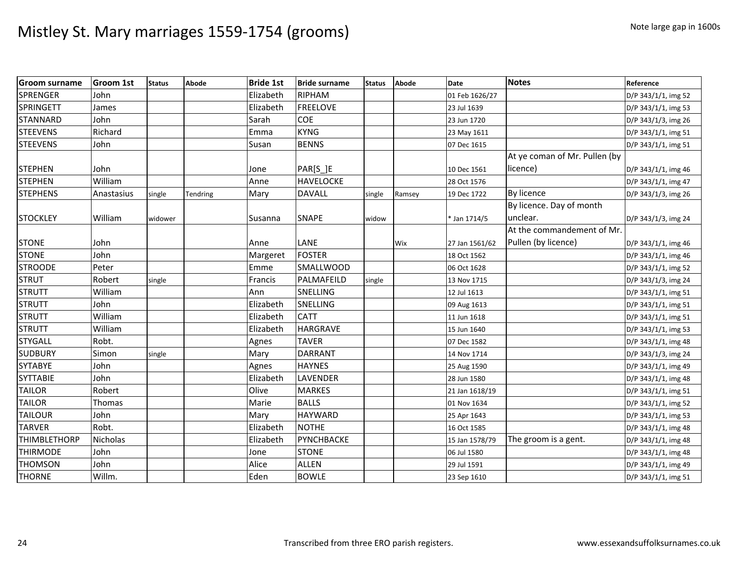# Mistley St. Mary marriages 1559-1754 (grooms)

Note large gap in 1600s

| Groom surname | Groom 1st | Status | Abode | Bride 1st | Bride surname | Status | Abode | Date | Notes | Reference |
|---|---|---|---|---|---|---|---|---|---|---|
| SPRENGER | John | | | Elizabeth | RIPHAM | | | 01 Feb 1626/27 | | D/P 343/1/1, img 52 |
| SPRINGETT | James | | | Elizabeth | FREELOVE | | | 23 Jul 1639 | | D/P 343/1/1, img 53 |
| STANNARD | John | | | Sarah | COE | | | 23 Jun 1720 | | D/P 343/1/3, img 26 |
| STEEVENS | Richard | | | Emma | KYNG | | | 23 May 1611 | | D/P 343/1/1, img 51 |
| STEEVENS | John | | | Susan | BENNS | | | 07 Dec 1615 | | D/P 343/1/1, img 51 |
| STEPHEN | John | | | Jone | PAR[S_]E | | | 10 Dec 1561 | At ye coman of Mr. Pullen (by licence) | D/P 343/1/1, img 46 |
| STEPHEN | William | | | Anne | HAVELOCKE | | | 28 Oct 1576 | | D/P 343/1/1, img 47 |
| STEPHENS | Anastasius | single | Tendring | Mary | DAVALL | single | Ramsey | 19 Dec 1722 | By licence | D/P 343/1/3, img 26 |
| STOCKLEY | William | widower | | Susanna | SNAPE | widow | | * Jan 1714/5 | By licence. Day of month unclear. | D/P 343/1/3, img 24 |
| STONE | John | | | Anne | LANE | | Wix | 27 Jan 1561/62 | At the commandement of Mr. Pullen (by licence) | D/P 343/1/1, img 46 |
| STONE | John | | | Margeret | FOSTER | | | 18 Oct 1562 | | D/P 343/1/1, img 46 |
| STROODE | Peter | | | Emme | SMALLWOOD | | | 06 Oct 1628 | | D/P 343/1/1, img 52 |
| STRUT | Robert | single | | Francis | PALMAFEILD | single | | 13 Nov 1715 | | D/P 343/1/3, img 24 |
| STRUTT | William | | | Ann | SNELLING | | | 12 Jul 1613 | | D/P 343/1/1, img 51 |
| STRUTT | John | | | Elizabeth | SNELLING | | | 09 Aug 1613 | | D/P 343/1/1, img 51 |
| STRUTT | William | | | Elizabeth | CATT | | | 11 Jun 1618 | | D/P 343/1/1, img 51 |
| STRUTT | William | | | Elizabeth | HARGRAVE | | | 15 Jun 1640 | | D/P 343/1/1, img 53 |
| STYGALL | Robt. | | | Agnes | TAVER | | | 07 Dec 1582 | | D/P 343/1/1, img 48 |
| SUDBURY | Simon | single | | Mary | DARRANT | | | 14 Nov 1714 | | D/P 343/1/3, img 24 |
| SYTABYE | John | | | Agnes | HAYNES | | | 25 Aug 1590 | | D/P 343/1/1, img 49 |
| SYTTABIE | John | | | Elizabeth | LAVENDER | | | 28 Jun 1580 | | D/P 343/1/1, img 48 |
| TAILOR | Robert | | | Olive | MARKES | | | 21 Jan 1618/19 | | D/P 343/1/1, img 51 |
| TAILOR | Thomas | | | Marie | BALLS | | | 01 Nov 1634 | | D/P 343/1/1, img 52 |
| TAILOUR | John | | | Mary | HAYWARD | | | 25 Apr 1643 | | D/P 343/1/1, img 53 |
| TARVER | Robt. | | | Elizabeth | NOTHE | | | 16 Oct 1585 | | D/P 343/1/1, img 48 |
| THIMBLETHORP | Nicholas | | | Elizabeth | PYNCHBACKE | | | 15 Jan 1578/79 | The groom is a gent. | D/P 343/1/1, img 48 |
| THIRMODE | John | | | Jone | STONE | | | 06 Jul 1580 | | D/P 343/1/1, img 48 |
| THOMSON | John | | | Alice | ALLEN | | | 29 Jul 1591 | | D/P 343/1/1, img 49 |
| THORNE | Willm. | | | Eden | BOWLE | | | 23 Sep 1610 | | D/P 343/1/1, img 51 |

Transcribed from three ERO parish registers.

www.essexandsuffolksurnames.co.uk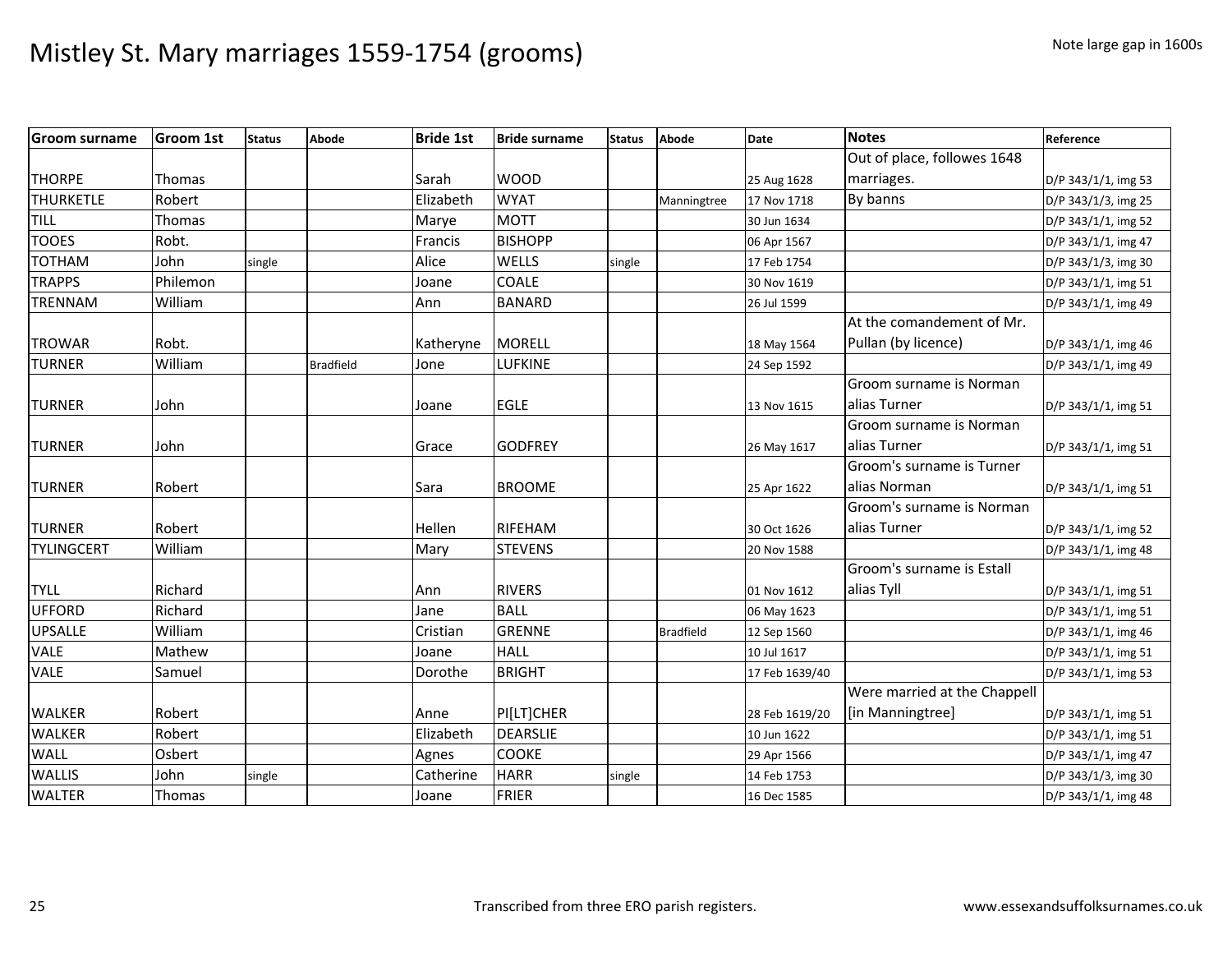# Mistley St. Mary marriages 1559-1754 (grooms)

Note large gap in 1600s

| Groom surname | Groom 1st | Status | Abode | Bride 1st | Bride surname | Status | Abode | Date | Notes | Reference |
|---|---|---|---|---|---|---|---|---|---|---|
| THORPE | Thomas | | | Sarah | WOOD | | | 25 Aug 1628 | Out of place, followes 1648 marriages. | D/P 343/1/1, img 53 |
| THURKETLE | Robert | | | Elizabeth | WYAT | | Manningtree | 17 Nov 1718 | By banns | D/P 343/1/3, img 25 |
| TILL | Thomas | | | Marye | MOTT | | | 30 Jun 1634 | | D/P 343/1/1, img 52 |
| TOOES | Robt. | | | Francis | BISHOPP | | | 06 Apr 1567 | | D/P 343/1/1, img 47 |
| TOTHAM | John | single | | Alice | WELLS | single | | 17 Feb 1754 | | D/P 343/1/3, img 30 |
| TRAPPS | Philemon | | | Joane | COALE | | | 30 Nov 1619 | | D/P 343/1/1, img 51 |
| TRENNAM | William | | | Ann | BANARD | | | 26 Jul 1599 | | D/P 343/1/1, img 49 |
| TROWAR | Robt. | | | Katheryne | MORELL | | | 18 May 1564 | At the comandement of Mr. Pullan (by licence) | D/P 343/1/1, img 46 |
| TURNER | William | | Bradfield | Jone | LUFKINE | | | 24 Sep 1592 | | D/P 343/1/1, img 49 |
| TURNER | John | | | Joane | EGLE | | | 13 Nov 1615 | Groom surname is Norman alias Turner | D/P 343/1/1, img 51 |
| TURNER | John | | | Grace | GODFREY | | | 26 May 1617 | Groom surname is Norman alias Turner | D/P 343/1/1, img 51 |
| TURNER | Robert | | | Sara | BROOME | | | 25 Apr 1622 | Groom's surname is Turner alias Norman | D/P 343/1/1, img 51 |
| TURNER | Robert | | | Hellen | RIFEHAM | | | 30 Oct 1626 | Groom's surname is Norman alias Turner | D/P 343/1/1, img 52 |
| TYLINGCERT | William | | | Mary | STEVENS | | | 20 Nov 1588 | | D/P 343/1/1, img 48 |
| TYLL | Richard | | | Ann | RIVERS | | | 01 Nov 1612 | Groom's surname is Estall alias Tyll | D/P 343/1/1, img 51 |
| UFFORD | Richard | | | Jane | BALL | | | 06 May 1623 | | D/P 343/1/1, img 51 |
| UPSALLE | William | | | Cristian | GRENNE | | Bradfield | 12 Sep 1560 | | D/P 343/1/1, img 46 |
| VALE | Mathew | | | Joane | HALL | | | 10 Jul 1617 | | D/P 343/1/1, img 51 |
| VALE | Samuel | | | Dorothe | BRIGHT | | | 17 Feb 1639/40 | | D/P 343/1/1, img 53 |
| WALKER | Robert | | | Anne | PI[LT]CHER | | | 28 Feb 1619/20 | Were married at the Chappell [in Manningtree] | D/P 343/1/1, img 51 |
| WALKER | Robert | | | Elizabeth | DEARSLIE | | | 10 Jun 1622 | | D/P 343/1/1, img 51 |
| WALL | Osbert | | | Agnes | COOKE | | | 29 Apr 1566 | | D/P 343/1/1, img 47 |
| WALLIS | John | single | | Catherine | HARR | single | | 14 Feb 1753 | | D/P 343/1/3, img 30 |
| WALTER | Thomas | | | Joane | FRIER | | | 16 Dec 1585 | | D/P 343/1/1, img 48 |

Transcribed from three ERO parish registers. www.essexandsuffolksurnames.co.uk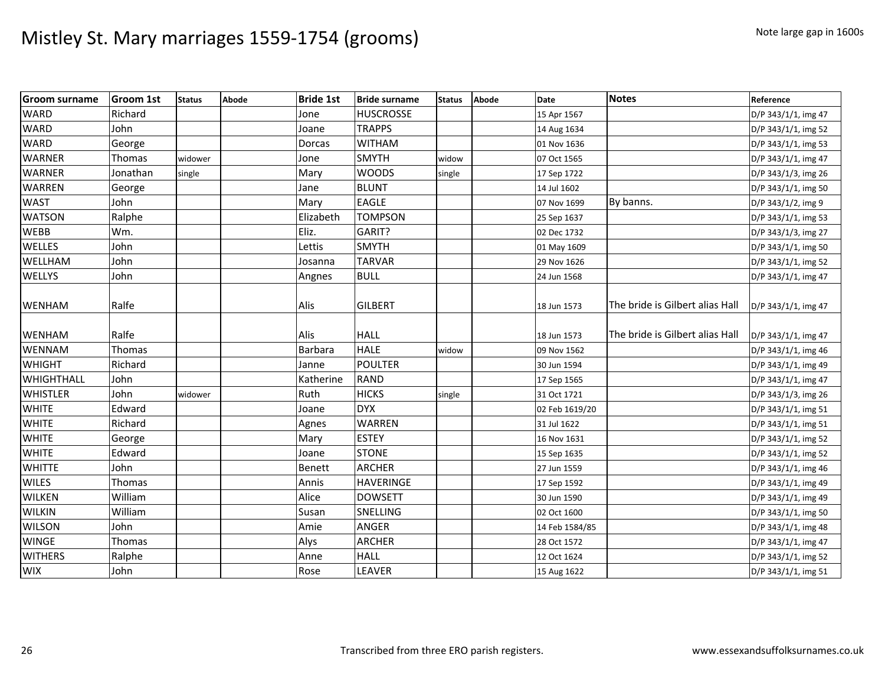# Mistley St. Mary marriages 1559-1754 (grooms)

Note large gap in 1600s

| Groom surname | Groom 1st | Status | Abode | Bride 1st | Bride surname | Status | Abode | Date | Notes | Reference |
|---|---|---|---|---|---|---|---|---|---|---|
| WARD | Richard | | | Jone | HUSCROSSE | | | 15 Apr 1567 | | D/P 343/1/1, img 47 |
| WARD | John | | | Joane | TRAPPS | | | 14 Aug 1634 | | D/P 343/1/1, img 52 |
| WARD | George | | | Dorcas | WITHAM | | | 01 Nov 1636 | | D/P 343/1/1, img 53 |
| WARNER | Thomas | widower | | Jone | SMYTH | widow | | 07 Oct 1565 | | D/P 343/1/1, img 47 |
| WARNER | Jonathan | single | | Mary | WOODS | single | | 17 Sep 1722 | | D/P 343/1/3, img 26 |
| WARREN | George | | | Jane | BLUNT | | | 14 Jul 1602 | | D/P 343/1/1, img 50 |
| WAST | John | | | Mary | EAGLE | | | 07 Nov 1699 | By banns. | D/P 343/1/2, img 9 |
| WATSON | Ralphe | | | Elizabeth | TOMPSON | | | 25 Sep 1637 | | D/P 343/1/1, img 53 |
| WEBB | Wm. | | | Eliz. | GARIT? | | | 02 Dec 1732 | | D/P 343/1/3, img 27 |
| WELLES | John | | | Lettis | SMYTH | | | 01 May 1609 | | D/P 343/1/1, img 50 |
| WELLHAM | John | | | Josanna | TARVAR | | | 29 Nov 1626 | | D/P 343/1/1, img 52 |
| WELLYS | John | | | Angnes | BULL | | | 24 Jun 1568 | | D/P 343/1/1, img 47 |
| WENHAM | Ralfe | | | Alis | GILBERT | | | 18 Jun 1573 | The bride is Gilbert alias Hall | D/P 343/1/1, img 47 |
| WENHAM | Ralfe | | | Alis | HALL | | | 18 Jun 1573 | The bride is Gilbert alias Hall | D/P 343/1/1, img 47 |
| WENNAM | Thomas | | | Barbara | HALE | widow | | 09 Nov 1562 | | D/P 343/1/1, img 46 |
| WHIGHT | Richard | | | Janne | POULTER | | | 30 Jun 1594 | | D/P 343/1/1, img 49 |
| WHIGHTHALL | John | | | Katherine | RAND | | | 17 Sep 1565 | | D/P 343/1/1, img 47 |
| WHISTLER | John | widower | | Ruth | HICKS | single | | 31 Oct 1721 | | D/P 343/1/3, img 26 |
| WHITE | Edward | | | Joane | DYX | | | 02 Feb 1619/20 | | D/P 343/1/1, img 51 |
| WHITE | Richard | | | Agnes | WARREN | | | 31 Jul 1622 | | D/P 343/1/1, img 51 |
| WHITE | George | | | Mary | ESTEY | | | 16 Nov 1631 | | D/P 343/1/1, img 52 |
| WHITE | Edward | | | Joane | STONE | | | 15 Sep 1635 | | D/P 343/1/1, img 52 |
| WHITTE | John | | | Benett | ARCHER | | | 27 Jun 1559 | | D/P 343/1/1, img 46 |
| WILES | Thomas | | | Annis | HAVERINGE | | | 17 Sep 1592 | | D/P 343/1/1, img 49 |
| WILKEN | William | | | Alice | DOWSETT | | | 30 Jun 1590 | | D/P 343/1/1, img 49 |
| WILKIN | William | | | Susan | SNELLING | | | 02 Oct 1600 | | D/P 343/1/1, img 50 |
| WILSON | John | | | Amie | ANGER | | | 14 Feb 1584/85 | | D/P 343/1/1, img 48 |
| WINGE | Thomas | | | Alys | ARCHER | | | 28 Oct 1572 | | D/P 343/1/1, img 47 |
| WITHERS | Ralphe | | | Anne | HALL | | | 12 Oct 1624 | | D/P 343/1/1, img 52 |
| WIX | John | | | Rose | LEAVER | | | 15 Aug 1622 | | D/P 343/1/1, img 51 |

Transcribed from three ERO parish registers.

www.essexandsuffolksurnames.co.uk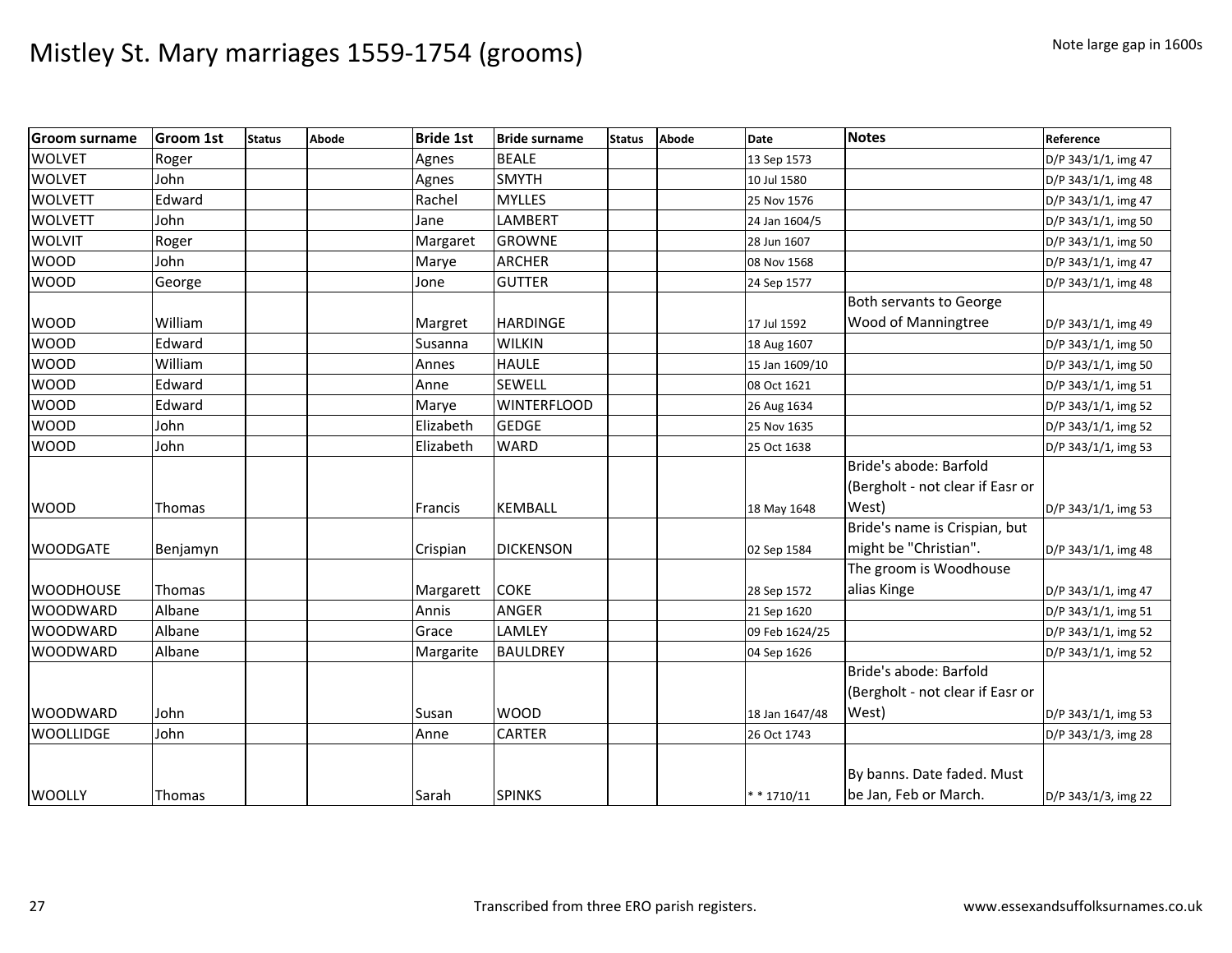# Mistley St. Mary marriages 1559-1754 (grooms)

Note large gap in 1600s

| Groom surname | Groom 1st | Status | Abode | Bride 1st | Bride surname | Status | Abode | Date | Notes | Reference |
|---|---|---|---|---|---|---|---|---|---|---|
| WOLVET | Roger | | | Agnes | BEALE | | | 13 Sep 1573 | | D/P 343/1/1, img 47 |
| WOLVET | John | | | Agnes | SMYTH | | | 10 Jul 1580 | | D/P 343/1/1, img 48 |
| WOLVETT | Edward | | | Rachel | MYLLES | | | 25 Nov 1576 | | D/P 343/1/1, img 47 |
| WOLVETT | John | | | Jane | LAMBERT | | | 24 Jan 1604/5 | | D/P 343/1/1, img 50 |
| WOLVIT | Roger | | | Margaret | GROWNE | | | 28 Jun 1607 | | D/P 343/1/1, img 50 |
| WOOD | John | | | Marye | ARCHER | | | 08 Nov 1568 | | D/P 343/1/1, img 47 |
| WOOD | George | | | Jone | GUTTER | | | 24 Sep 1577 | | D/P 343/1/1, img 48 |
| WOOD | William | | | Margret | HARDINGE | | | 17 Jul 1592 | Both servants to George Wood of Manningtree | D/P 343/1/1, img 49 |
| WOOD | Edward | | | Susanna | WILKIN | | | 18 Aug 1607 | | D/P 343/1/1, img 50 |
| WOOD | William | | | Annes | HAULE | | | 15 Jan 1609/10 | | D/P 343/1/1, img 50 |
| WOOD | Edward | | | Anne | SEWELL | | | 08 Oct 1621 | | D/P 343/1/1, img 51 |
| WOOD | Edward | | | Marye | WINTERFLOOD | | | 26 Aug 1634 | | D/P 343/1/1, img 52 |
| WOOD | John | | | Elizabeth | GEDGE | | | 25 Nov 1635 | | D/P 343/1/1, img 52 |
| WOOD | John | | | Elizabeth | WARD | | | 25 Oct 1638 | | D/P 343/1/1, img 53 |
| WOOD | Thomas | | | Francis | KEMBALL | | | 18 May 1648 | Bride's abode: Barfold (Bergholt - not clear if Easr or West) | D/P 343/1/1, img 53 |
| WOODGATE | Benjamyn | | | Crispian | DICKENSON | | | 02 Sep 1584 | Bride's name is Crispian, but might be "Christian". | D/P 343/1/1, img 48 |
| WOODHOUSE | Thomas | | | Margarett | COKE | | | 28 Sep 1572 | The groom is Woodhouse alias Kinge | D/P 343/1/1, img 47 |
| WOODWARD | Albane | | | Annis | ANGER | | | 21 Sep 1620 | | D/P 343/1/1, img 51 |
| WOODWARD | Albane | | | Grace | LAMLEY | | | 09 Feb 1624/25 | | D/P 343/1/1, img 52 |
| WOODWARD | Albane | | | Margarite | BAULDREY | | | 04 Sep 1626 | | D/P 343/1/1, img 52 |
| WOODWARD | John | | | Susan | WOOD | | | 18 Jan 1647/48 | Bride's abode: Barfold (Bergholt - not clear if Easr or West) | D/P 343/1/1, img 53 |
| WOOLLIDGE | John | | | Anne | CARTER | | | 26 Oct 1743 | | D/P 343/1/3, img 28 |
| WOOLLY | Thomas | | | Sarah | SPINKS | | | * * 1710/11 | By banns. Date faded. Must be Jan, Feb or March. | D/P 343/1/3, img 22 |

Transcribed from three ERO parish registers. www.essexandsuffolksurnames.co.uk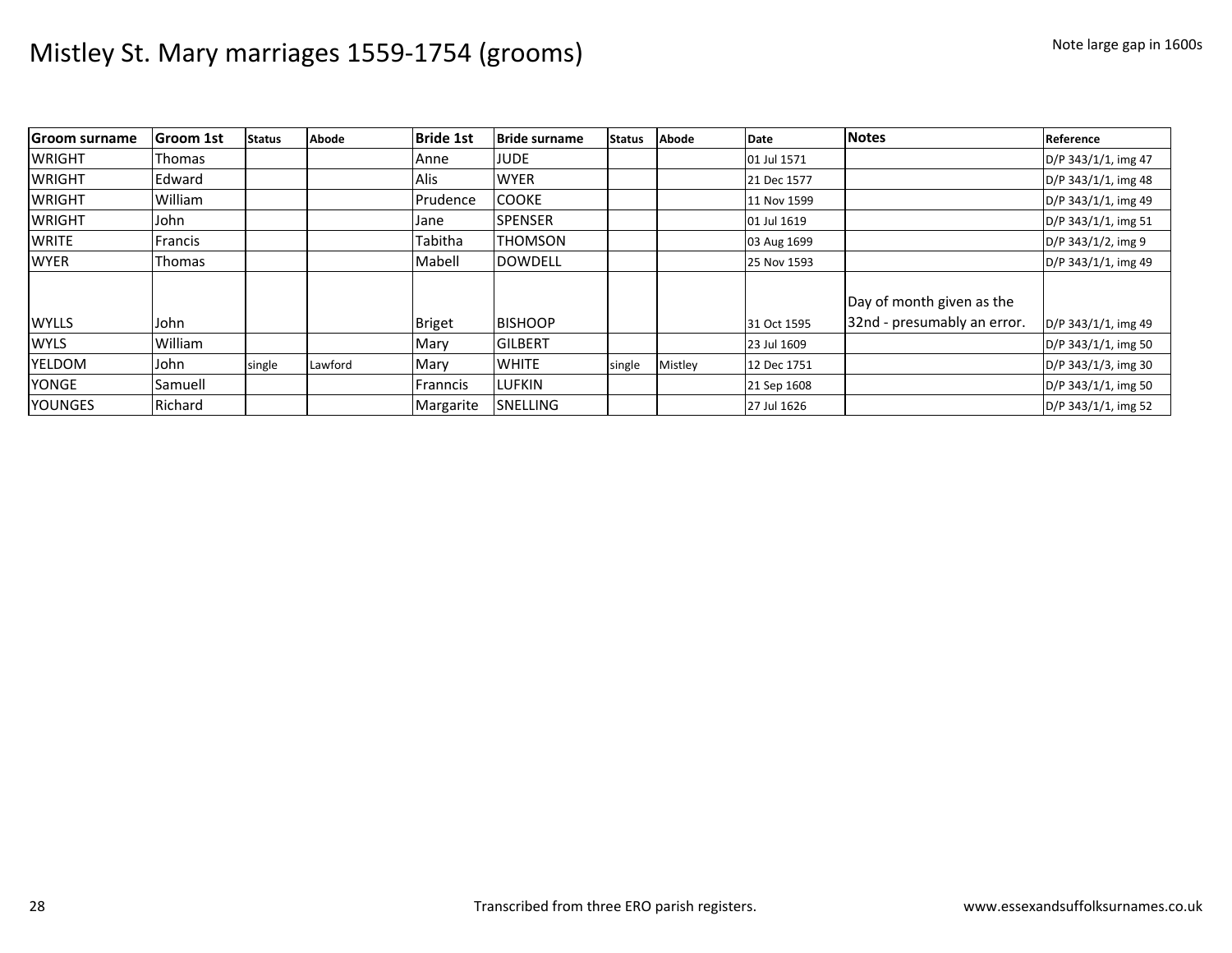# Mistley St. Mary marriages 1559-1754 (grooms)

Note large gap in 1600s

| Groom surname | Groom 1st | Status | Abode | Bride 1st | Bride surname | Status | Abode | Date | Notes | Reference |
|---|---|---|---|---|---|---|---|---|---|---|
| WRIGHT | Thomas | | | Anne | JUDE | | | 01 Jul 1571 | | D/P 343/1/1, img 47 |
| WRIGHT | Edward | | | Alis | WYER | | | 21 Dec 1577 | | D/P 343/1/1, img 48 |
| WRIGHT | William | | | Prudence | COOKE | | | 11 Nov 1599 | | D/P 343/1/1, img 49 |
| WRIGHT | John | | | Jane | SPENSER | | | 01 Jul 1619 | | D/P 343/1/1, img 51 |
| WRITE | Francis | | | Tabitha | THOMSON | | | 03 Aug 1699 | | D/P 343/1/2, img 9 |
| WYER | Thomas | | | Mabell | DOWDELL | | | 25 Nov 1593 | | D/P 343/1/1, img 49 |
| WYLLS | John | | | Briget | BISHOOP | | | 31 Oct 1595 | Day of month given as the 32nd - presumably an error. | D/P 343/1/1, img 49 |
| WYLS | William | | | Mary | GILBERT | | | 23 Jul 1609 | | D/P 343/1/1, img 50 |
| YELDOM | John | single | Lawford | Mary | WHITE | single | Mistley | 12 Dec 1751 | | D/P 343/1/3, img 30 |
| YONGE | Samuell | | | Franncis | LUFKIN | | | 21 Sep 1608 | | D/P 343/1/1, img 50 |
| YOUNGES | Richard | | | Margarite | SNELLING | | | 27 Jul 1626 | | D/P 343/1/1, img 52 |

Transcribed from three ERO parish registers.

www.essexandsuffolksurnames.co.uk